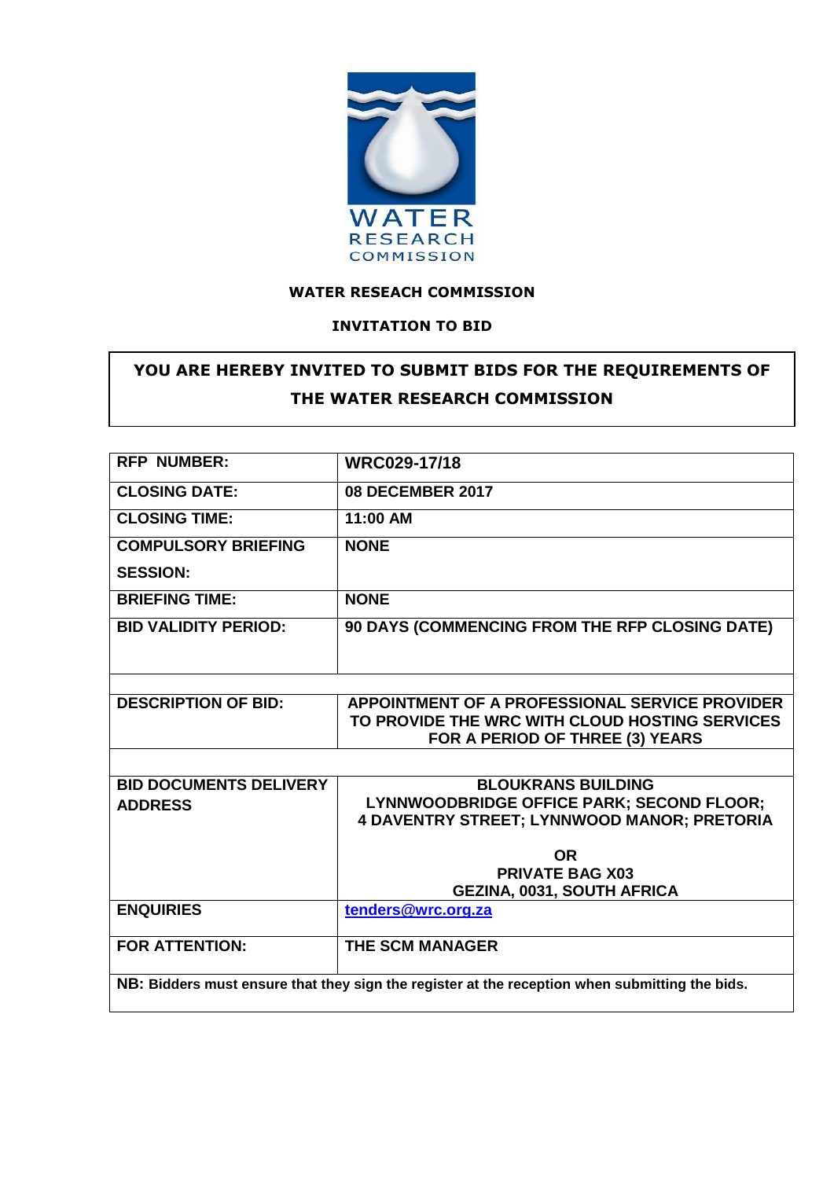WATER RESEARCH COMMISSION

**WATER RESEACH COMMISSION**

**INVITATION TO BID**

**YOU ARE HEREBY INVITED TO SUBMIT BIDS FOR THE REQUIREMENTS OF THE WATER RESEARCH COMMISSION**

| | |
|---|---|
| **RFP NUMBER:** | **WRC029-17/18** |
| **CLOSING DATE:** | **08 DECEMBER 2017** |
| **CLOSING TIME:** | **11:00 AM** |
| **COMPULSORY BRIEFING SESSION:** | **NONE** |
| **BRIEFING TIME:** | **NONE** |
| **BID VALIDITY PERIOD:** | **90 DAYS (COMMENCING FROM THE RFP CLOSING DATE)** |
| | |
| **DESCRIPTION OF BID:** | **APPOINTMENT OF A PROFESSIONAL SERVICE PROVIDER TO PROVIDE THE WRC WITH CLOUD HOSTING SERVICES FOR A PERIOD OF THREE (3) YEARS** |
| | |
| **BID DOCUMENTS DELIVERY ADDRESS** | **BLOUKRANS BUILDING LYNNWOODBRIDGE OFFICE PARK; SECOND FLOOR; 4 DAVENTRY STREET; LYNNWOOD MANOR; PRETORIA**<br><br>**OR**<br>**PRIVATE BAG X03 GEZINA, 0031, SOUTH AFRICA** |
| **ENQUIRIES** | **tenders@wrc.org.za** |
| **FOR ATTENTION:** | **THE SCM MANAGER** |

**NB: Bidders must ensure that they sign the register at the reception when submitting the bids.**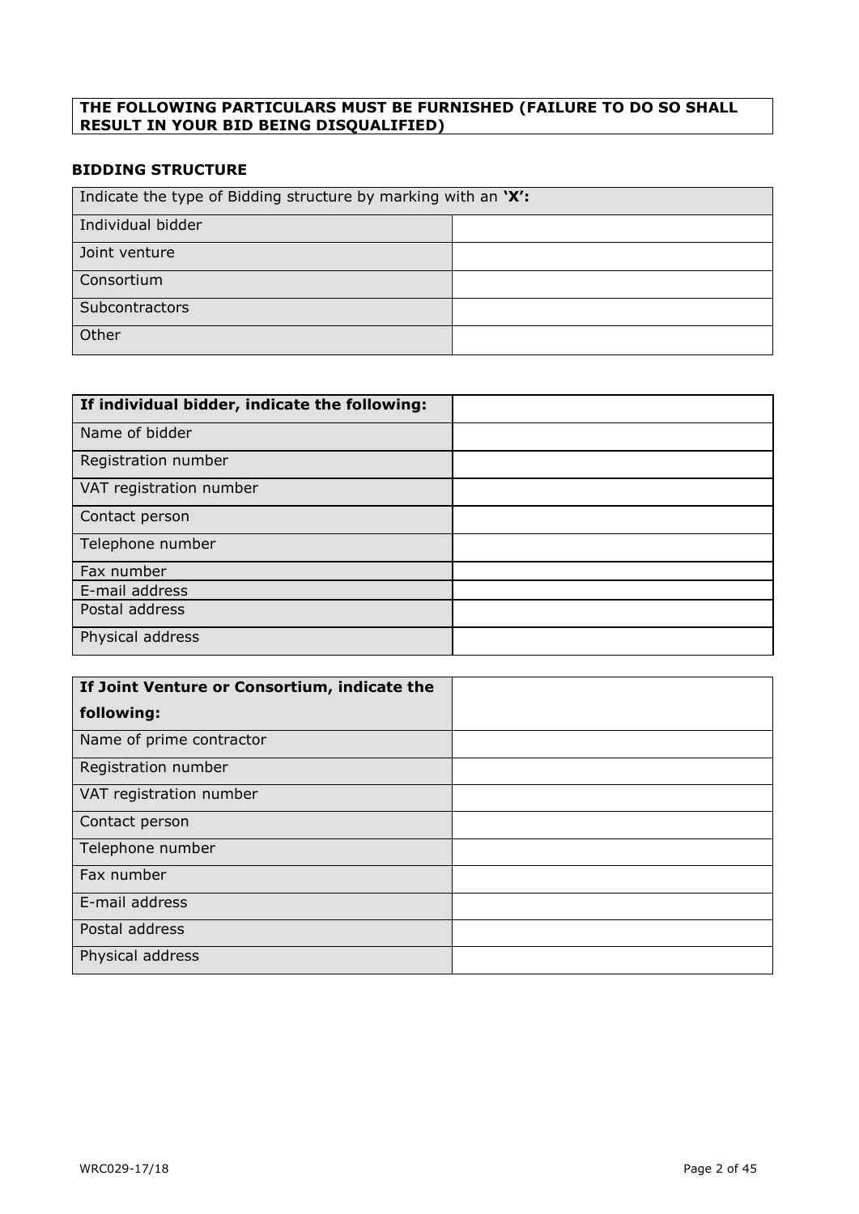**THE FOLLOWING PARTICULARS MUST BE FURNISHED (FAILURE TO DO SO SHALL RESULT IN YOUR BID BEING DISQUALIFIED)**

## BIDDING STRUCTURE

| Indicate the type of Bidding structure by marking with an **'X'**: | |
|---|---|
| Individual bidder | |
| Joint venture | |
| Consortium | |
| Subcontractors | |
| Other | |

| **If individual bidder, indicate the following:** | |
|---|---|
| Name of bidder | |
| Registration number | |
| VAT registration number | |
| Contact person | |
| Telephone number | |
| Fax number | |
| E-mail address | |
| Postal address | |
| Physical address | |

| **If Joint Venture or Consortium, indicate the following:** | |
|---|---|
| Name of prime contractor | |
| Registration number | |
| VAT registration number | |
| Contact person | |
| Telephone number | |
| Fax number | |
| E-mail address | |
| Postal address | |
| Physical address | |

WRC029-17/18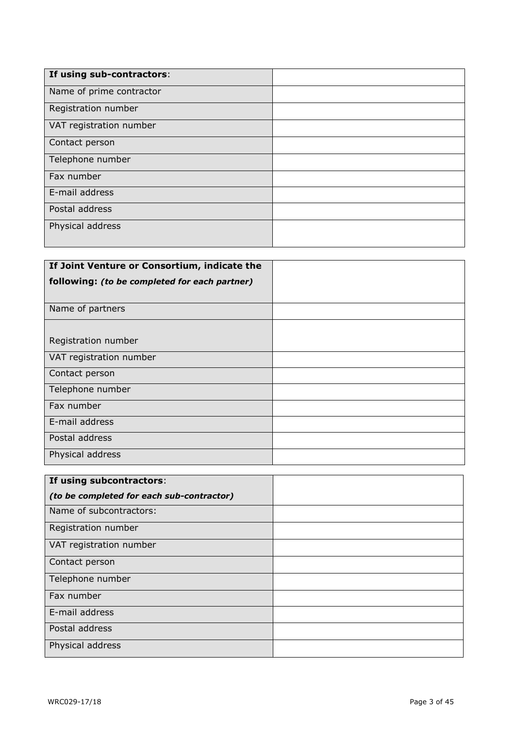| **If using sub-contractors**: | |
|---|---|
| Name of prime contractor | |
| Registration number | |
| VAT registration number | |
| Contact person | |
| Telephone number | |
| Fax number | |
| E-mail address | |
| Postal address | |
| Physical address | |

| **If Joint Venture or Consortium, indicate the following:** ***(to be completed for each partner)*** | |
|---|---|
| Name of partners | |
| Registration number | |
| VAT registration number | |
| Contact person | |
| Telephone number | |
| Fax number | |
| E-mail address | |
| Postal address | |
| Physical address | |

| **If using subcontractors**: *(to be completed for each sub-contractor)* | |
|---|---|
| Name of subcontractors: | |
| Registration number | |
| VAT registration number | |
| Contact person | |
| Telephone number | |
| Fax number | |
| E-mail address | |
| Postal address | |
| Physical address | |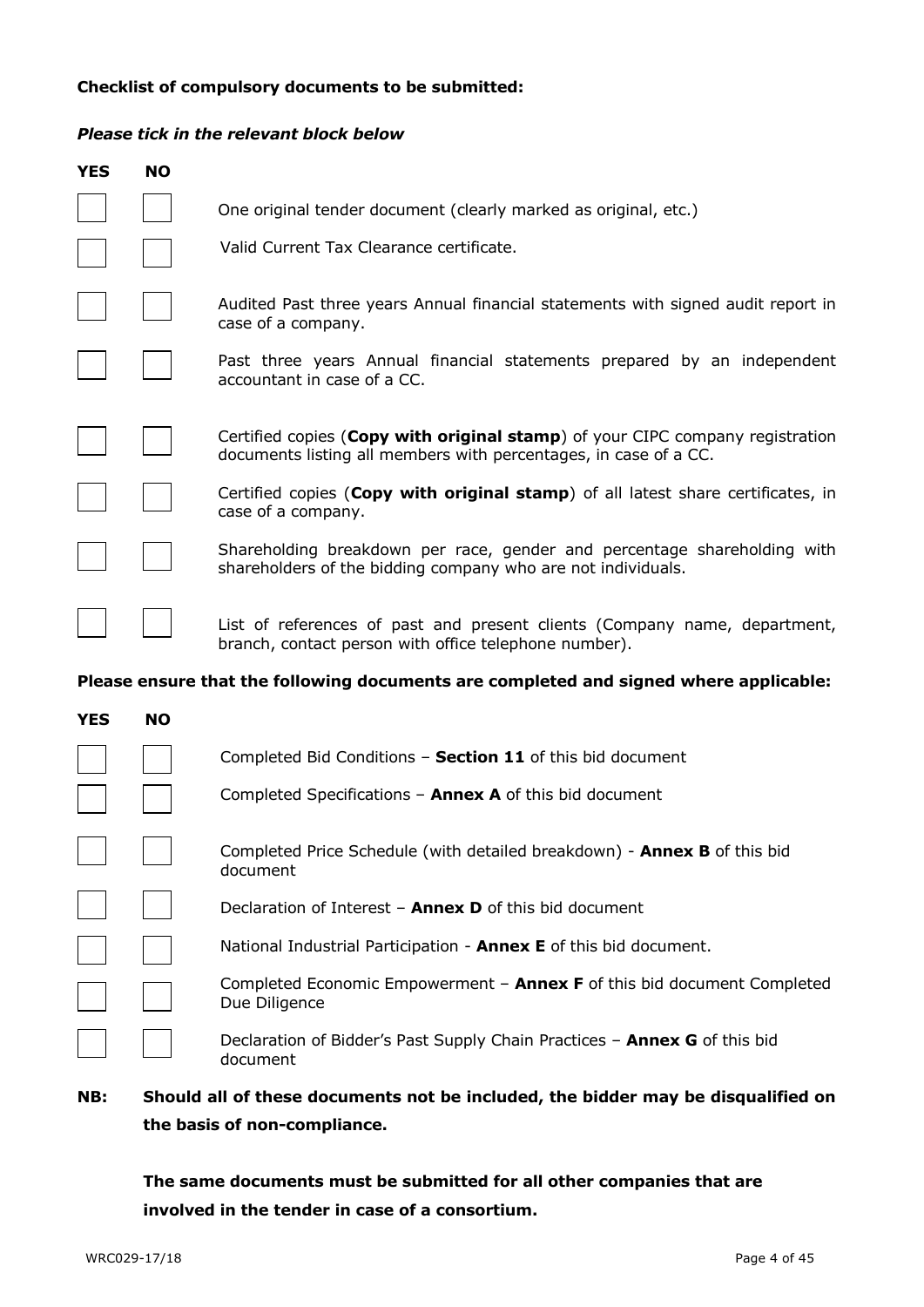**Checklist of compulsory documents to be submitted:**

***Please tick in the relevant block below***

| YES | NO | |
|---|---|---|
| ☐ | ☐ | One original tender document (clearly marked as original, etc.) |
| ☐ | ☐ | Valid Current Tax Clearance certificate. |
| ☐ | ☐ | Audited Past three years Annual financial statements with signed audit report in case of a company. |
| ☐ | ☐ | Past three years Annual financial statements prepared by an independent accountant in case of a CC. |
| ☐ | ☐ | Certified copies (**Copy with original stamp**) of your CIPC company registration documents listing all members with percentages, in case of a CC. |
| ☐ | ☐ | Certified copies (**Copy with original stamp**) of all latest share certificates, in case of a company. |
| ☐ | ☐ | Shareholding breakdown per race, gender and percentage shareholding with shareholders of the bidding company who are not individuals. |
| ☐ | ☐ | List of references of past and present clients (Company name, department, branch, contact person with office telephone number). |

**Please ensure that the following documents are completed and signed where applicable:**

| YES | NO | |
|---|---|---|
| ☐ | ☐ | Completed Bid Conditions – **Section 11** of this bid document |
| ☐ | ☐ | Completed Specifications – **Annex A** of this bid document |
| ☐ | ☐ | Completed Price Schedule (with detailed breakdown) - **Annex B** of this bid document |
| ☐ | ☐ | Declaration of Interest – **Annex D** of this bid document |
| ☐ | ☐ | National Industrial Participation - **Annex E** of this bid document. |
| ☐ | ☐ | Completed Economic Empowerment – **Annex F** of this bid document Completed Due Diligence |
| ☐ | ☐ | Declaration of Bidder's Past Supply Chain Practices – **Annex G** of this bid document |

**NB: Should all of these documents not be included, the bidder may be disqualified on the basis of non-compliance.**

**The same documents must be submitted for all other companies that are involved in the tender in case of a consortium.**

WRC029-17/18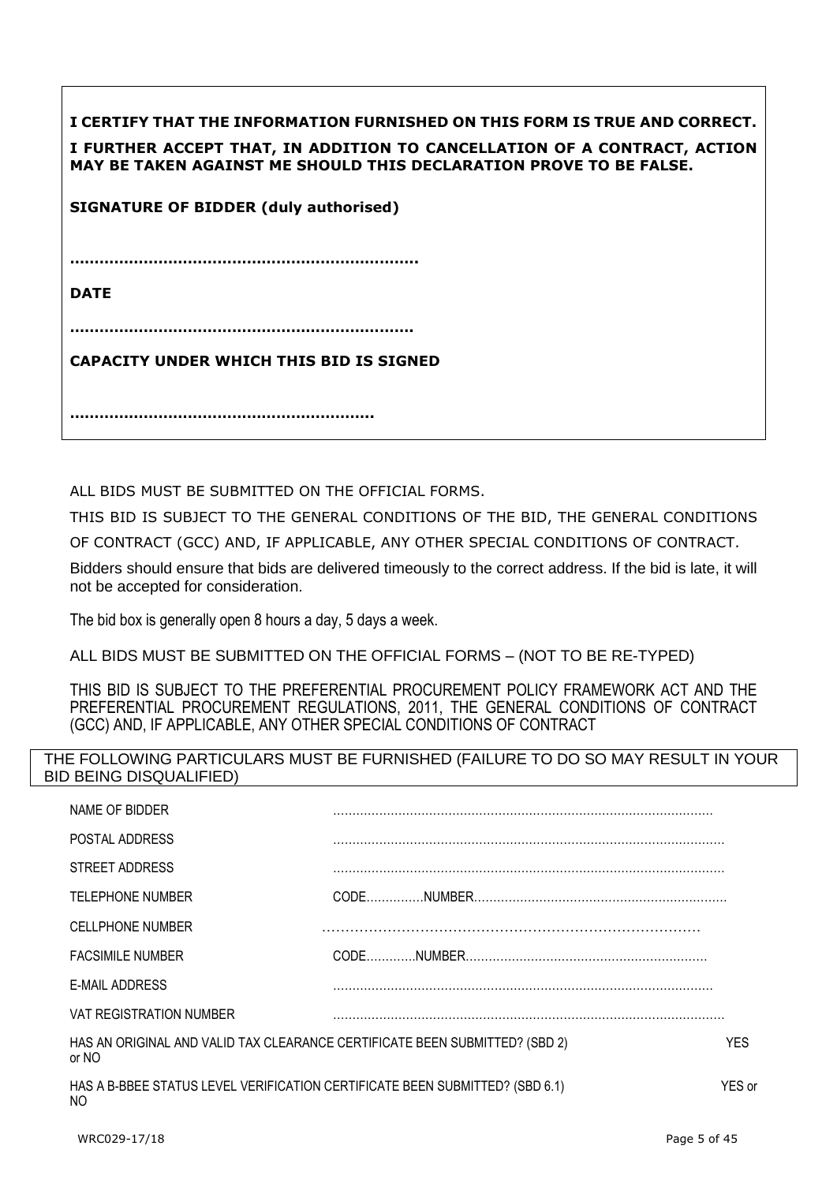**I CERTIFY THAT THE INFORMATION FURNISHED ON THIS FORM IS TRUE AND CORRECT.**

**I FURTHER ACCEPT THAT, IN ADDITION TO CANCELLATION OF A CONTRACT, ACTION MAY BE TAKEN AGAINST ME SHOULD THIS DECLARATION PROVE TO BE FALSE.**

**SIGNATURE OF BIDDER (duly authorised)**

**…………………………………………………………….**

**DATE**

**…………………………………………………………….**

**CAPACITY UNDER WHICH THIS BID IS SIGNED**

**…………………………………………………….**

ALL BIDS MUST BE SUBMITTED ON THE OFFICIAL FORMS.

THIS BID IS SUBJECT TO THE GENERAL CONDITIONS OF THE BID, THE GENERAL CONDITIONS OF CONTRACT (GCC) AND, IF APPLICABLE, ANY OTHER SPECIAL CONDITIONS OF CONTRACT.

Bidders should ensure that bids are delivered timeously to the correct address. If the bid is late, it will not be accepted for consideration.

The bid box is generally open 8 hours a day, 5 days a week.

ALL BIDS MUST BE SUBMITTED ON THE OFFICIAL FORMS – (NOT TO BE RE-TYPED)

THIS BID IS SUBJECT TO THE PREFERENTIAL PROCUREMENT POLICY FRAMEWORK ACT AND THE PREFERENTIAL PROCUREMENT REGULATIONS, 2011, THE GENERAL CONDITIONS OF CONTRACT (GCC) AND, IF APPLICABLE, ANY OTHER SPECIAL CONDITIONS OF CONTRACT

THE FOLLOWING PARTICULARS MUST BE FURNISHED (FAILURE TO DO SO MAY RESULT IN YOUR BID BEING DISQUALIFIED)

| | |
|---|---|
| NAME OF BIDDER | ………………………………………………………………………………………… |
| POSTAL ADDRESS | ………………………………………………………………………………………… |
| STREET ADDRESS | ………………………………………………………………………………………… |
| TELEPHONE NUMBER | CODE……………NUMBER………………………………………………………… |
| CELLPHONE NUMBER | ………………………………………………………………………… |
| FACSIMILE NUMBER | CODE…………NUMBER……………………………………………………… |
| E-MAIL ADDRESS | ………………………………………………………………………………………… |
| VAT REGISTRATION NUMBER | ………………………………………………………………………………………… |

HAS AN ORIGINAL AND VALID TAX CLEARANCE CERTIFICATE BEEN SUBMITTED? (SBD 2) YES or NO

HAS A B-BBEE STATUS LEVEL VERIFICATION CERTIFICATE BEEN SUBMITTED? (SBD 6.1) YES or NO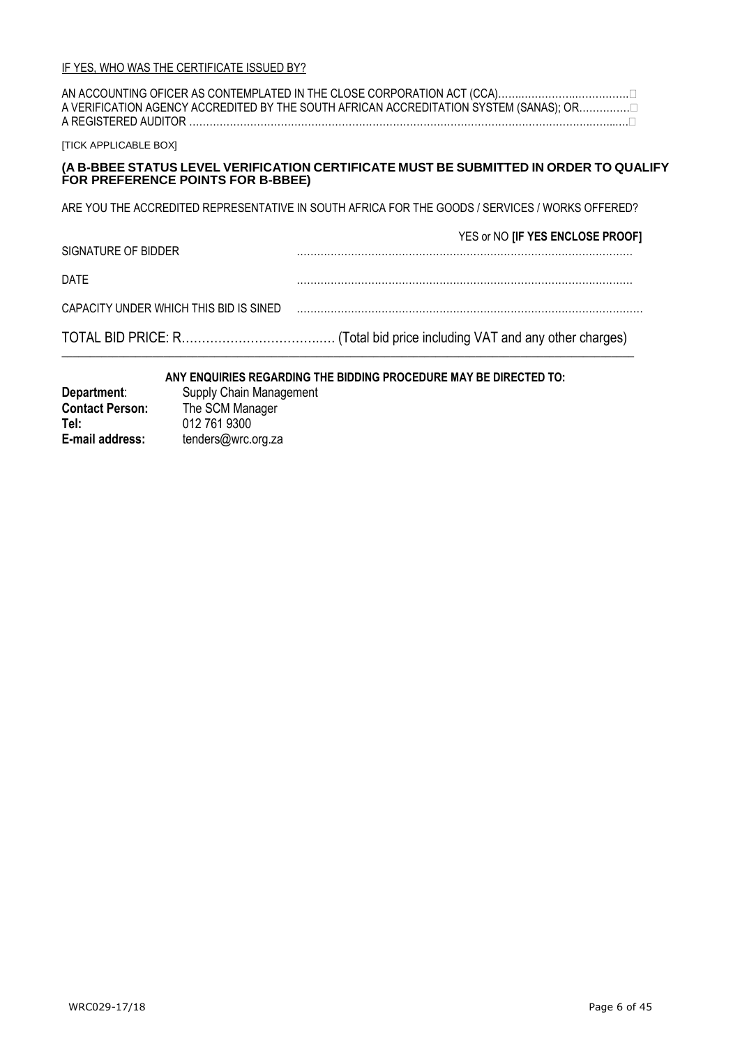IF YES, WHO WAS THE CERTIFICATE ISSUED BY?

AN ACCOUNTING OFICER AS CONTEMPLATED IN THE CLOSE CORPORATION ACT (CCA)…………………………………☐
A VERIFICATION AGENCY ACCREDITED BY THE SOUTH AFRICAN ACCREDITATION SYSTEM (SANAS); OR……………☐
A REGISTERED AUDITOR ……………………………………………………………………………………………………………☐

[TICK APPLICABLE BOX]

**(A B-BBEE STATUS LEVEL VERIFICATION CERTIFICATE MUST BE SUBMITTED IN ORDER TO QUALIFY FOR PREFERENCE POINTS FOR B-BBEE)**

ARE YOU THE ACCREDITED REPRESENTATIVE IN SOUTH AFRICA FOR THE GOODS / SERVICES / WORKS OFFERED?

YES or NO **[IF YES ENCLOSE PROOF]**

SIGNATURE OF BIDDER ………………………………………………………………………………………

DATE ………………………………………………………………………………………

CAPACITY UNDER WHICH THIS BID IS SINED ………………………………………………………………………………………

TOTAL BID PRICE: R……………………………..… (Total bid price including VAT and any other charges)

---

**ANY ENQUIRIES REGARDING THE BIDDING PROCEDURE MAY BE DIRECTED TO:**

**Department**: Supply Chain Management
**Contact Person:** The SCM Manager
**Tel:** 012 761 9300
**E-mail address:** tenders@wrc.org.za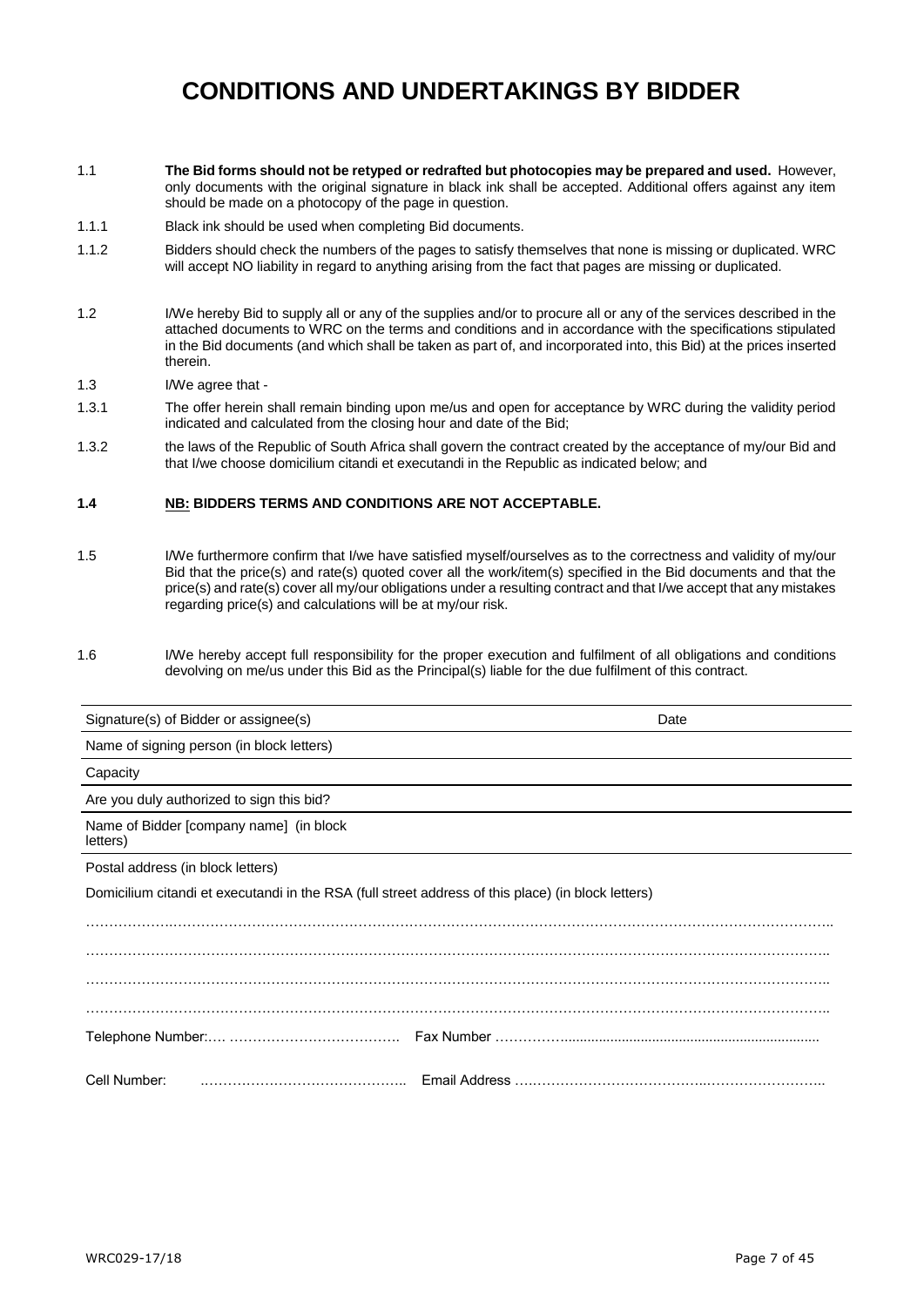# CONDITIONS AND UNDERTAKINGS BY BIDDER

1.1 **The Bid forms should not be retyped or redrafted but photocopies may be prepared and used.** However, only documents with the original signature in black ink shall be accepted. Additional offers against any item should be made on a photocopy of the page in question.

1.1.1 Black ink should be used when completing Bid documents.

1.1.2 Bidders should check the numbers of the pages to satisfy themselves that none is missing or duplicated. WRC will accept NO liability in regard to anything arising from the fact that pages are missing or duplicated.

1.2 I/We hereby Bid to supply all or any of the supplies and/or to procure all or any of the services described in the attached documents to WRC on the terms and conditions and in accordance with the specifications stipulated in the Bid documents (and which shall be taken as part of, and incorporated into, this Bid) at the prices inserted therein.

1.3 I/We agree that -

1.3.1 The offer herein shall remain binding upon me/us and open for acceptance by WRC during the validity period indicated and calculated from the closing hour and date of the Bid;

1.3.2 the laws of the Republic of South Africa shall govern the contract created by the acceptance of my/our Bid and that I/we choose domicilium citandi et executandi in the Republic as indicated below; and

**1.4 <u>NB:</u> BIDDERS TERMS AND CONDITIONS ARE NOT ACCEPTABLE.**

1.5 I/We furthermore confirm that I/we have satisfied myself/ourselves as to the correctness and validity of my/our Bid that the price(s) and rate(s) quoted cover all the work/item(s) specified in the Bid documents and that the price(s) and rate(s) cover all my/our obligations under a resulting contract and that I/we accept that any mistakes regarding price(s) and calculations will be at my/our risk.

1.6 I/We hereby accept full responsibility for the proper execution and fulfilment of all obligations and conditions devolving on me/us under this Bid as the Principal(s) liable for the due fulfilment of this contract.

| Signature(s) of Bidder or assignee(s) | Date |
|---|---|
| Name of signing person (in block letters) | |
| Capacity | |
| Are you duly authorized to sign this bid? | |
| Name of Bidder [company name] (in block letters) | |
| Postal address (in block letters) | |

Domicilium citandi et executandi in the RSA (full street address of this place) (in block letters)

……………………………………………………………………………………………………………………………………

……………………………………………………………………………………………………………………………………

……………………………………………………………………………………………………………………………………

……………………………………………………………………………………………………………………………………

Telephone Number:…. ………………………………. Fax Number ……………...................................................................

Cell Number: …………………………………….. Email Address ….……………………………….……………………..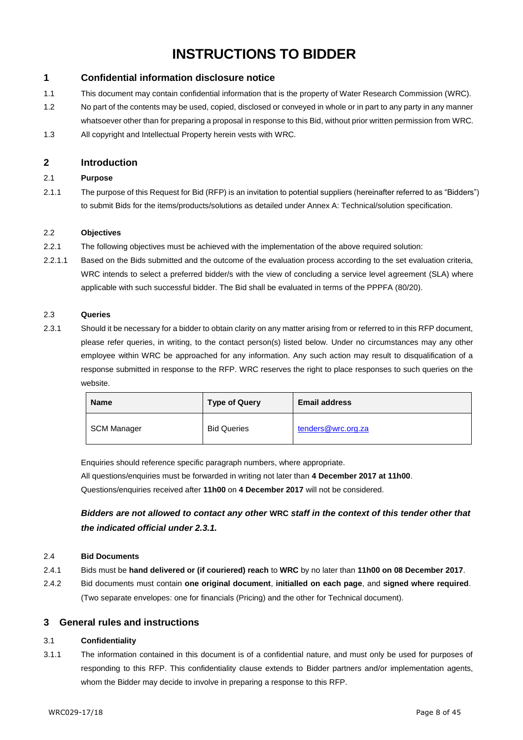# INSTRUCTIONS TO BIDDER

## 1 Confidential information disclosure notice

1.1 This document may contain confidential information that is the property of Water Research Commission (WRC).

1.2 No part of the contents may be used, copied, disclosed or conveyed in whole or in part to any party in any manner whatsoever other than for preparing a proposal in response to this Bid, without prior written permission from WRC.

1.3 All copyright and Intellectual Property herein vests with WRC.

## 2 Introduction

### 2.1 Purpose

2.1.1 The purpose of this Request for Bid (RFP) is an invitation to potential suppliers (hereinafter referred to as "Bidders") to submit Bids for the items/products/solutions as detailed under Annex A: Technical/solution specification.

### 2.2 Objectives

2.2.1 The following objectives must be achieved with the implementation of the above required solution:

2.2.1.1 Based on the Bids submitted and the outcome of the evaluation process according to the set evaluation criteria, WRC intends to select a preferred bidder/s with the view of concluding a service level agreement (SLA) where applicable with such successful bidder. The Bid shall be evaluated in terms of the PPPFA (80/20).

### 2.3 Queries

2.3.1 Should it be necessary for a bidder to obtain clarity on any matter arising from or referred to in this RFP document, please refer queries, in writing, to the contact person(s) listed below. Under no circumstances may any other employee within WRC be approached for any information. Any such action may result to disqualification of a response submitted in response to the RFP. WRC reserves the right to place responses to such queries on the website.

| Name | Type of Query | Email address |
|---|---|---|
| SCM Manager | Bid Queries | tenders@wrc.org.za |

Enquiries should reference specific paragraph numbers, where appropriate.
All questions/enquiries must be forwarded in writing not later than **4 December 2017 at 11h00**.
Questions/enquiries received after **11h00** on **4 December 2017** will not be considered.

***Bidders are not allowed to contact any other WRC staff in the context of this tender other that the indicated official under 2.3.1.***

### 2.4 Bid Documents

2.4.1 Bids must be **hand delivered or (if couriered) reach** to **WRC** by no later than **11h00 on 08 December 2017**.

2.4.2 Bid documents must contain **one original document**, **initialled on each page**, and **signed where required**. (Two separate envelopes: one for financials (Pricing) and the other for Technical document).

## 3 General rules and instructions

### 3.1 Confidentiality

3.1.1 The information contained in this document is of a confidential nature, and must only be used for purposes of responding to this RFP. This confidentiality clause extends to Bidder partners and/or implementation agents, whom the Bidder may decide to involve in preparing a response to this RFP.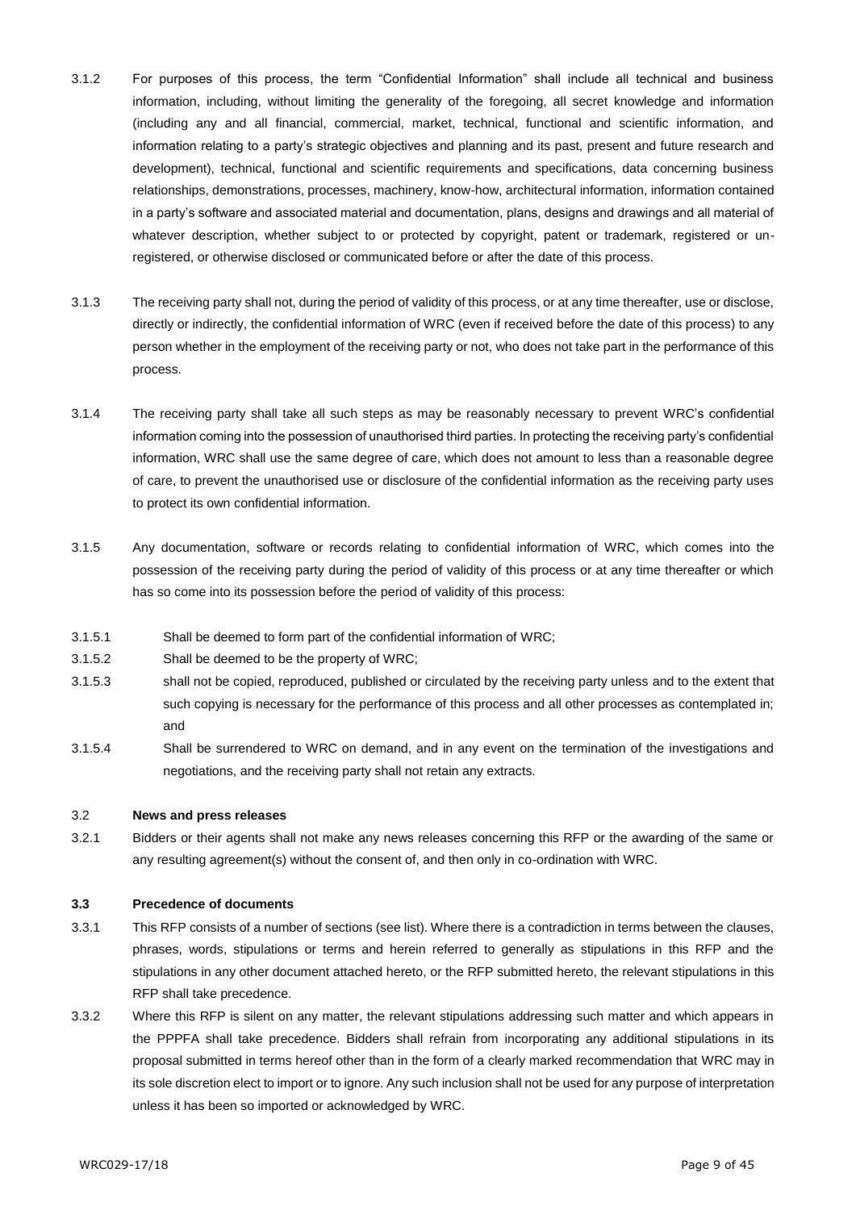3.1.2 For purposes of this process, the term "Confidential Information" shall include all technical and business information, including, without limiting the generality of the foregoing, all secret knowledge and information (including any and all financial, commercial, market, technical, functional and scientific information, and information relating to a party's strategic objectives and planning and its past, present and future research and development), technical, functional and scientific requirements and specifications, data concerning business relationships, demonstrations, processes, machinery, know-how, architectural information, information contained in a party's software and associated material and documentation, plans, designs and drawings and all material of whatever description, whether subject to or protected by copyright, patent or trademark, registered or un-registered, or otherwise disclosed or communicated before or after the date of this process.

3.1.3 The receiving party shall not, during the period of validity of this process, or at any time thereafter, use or disclose, directly or indirectly, the confidential information of WRC (even if received before the date of this process) to any person whether in the employment of the receiving party or not, who does not take part in the performance of this process.

3.1.4 The receiving party shall take all such steps as may be reasonably necessary to prevent WRC's confidential information coming into the possession of unauthorised third parties. In protecting the receiving party's confidential information, WRC shall use the same degree of care, which does not amount to less than a reasonable degree of care, to prevent the unauthorised use or disclosure of the confidential information as the receiving party uses to protect its own confidential information.

3.1.5 Any documentation, software or records relating to confidential information of WRC, which comes into the possession of the receiving party during the period of validity of this process or at any time thereafter or which has so come into its possession before the period of validity of this process:

3.1.5.1 Shall be deemed to form part of the confidential information of WRC;

3.1.5.2 Shall be deemed to be the property of WRC;

3.1.5.3 shall not be copied, reproduced, published or circulated by the receiving party unless and to the extent that such copying is necessary for the performance of this process and all other processes as contemplated in; and

3.1.5.4 Shall be surrendered to WRC on demand, and in any event on the termination of the investigations and negotiations, and the receiving party shall not retain any extracts.

### 3.2 News and press releases

3.2.1 Bidders or their agents shall not make any news releases concerning this RFP or the awarding of the same or any resulting agreement(s) without the consent of, and then only in co-ordination with WRC.

### 3.3 Precedence of documents

3.3.1 This RFP consists of a number of sections (see list). Where there is a contradiction in terms between the clauses, phrases, words, stipulations or terms and herein referred to generally as stipulations in this RFP and the stipulations in any other document attached hereto, or the RFP submitted hereto, the relevant stipulations in this RFP shall take precedence.

3.3.2 Where this RFP is silent on any matter, the relevant stipulations addressing such matter and which appears in the PPPFA shall take precedence. Bidders shall refrain from incorporating any additional stipulations in its proposal submitted in terms hereof other than in the form of a clearly marked recommendation that WRC may in its sole discretion elect to import or to ignore. Any such inclusion shall not be used for any purpose of interpretation unless it has been so imported or acknowledged by WRC.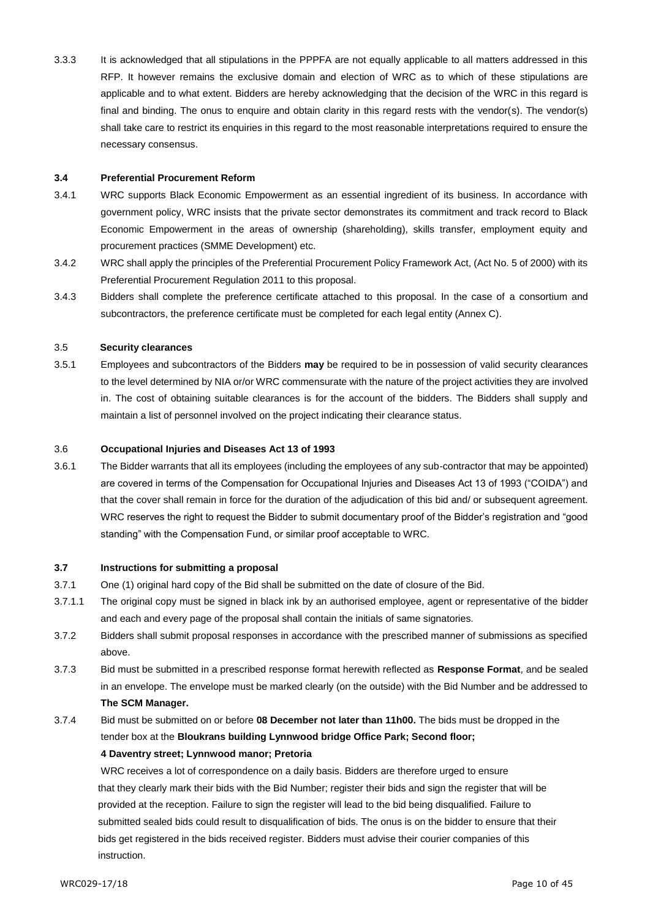3.3.3 It is acknowledged that all stipulations in the PPPFA are not equally applicable to all matters addressed in this RFP. It however remains the exclusive domain and election of WRC as to which of these stipulations are applicable and to what extent. Bidders are hereby acknowledging that the decision of the WRC in this regard is final and binding. The onus to enquire and obtain clarity in this regard rests with the vendor(s). The vendor(s) shall take care to restrict its enquiries in this regard to the most reasonable interpretations required to ensure the necessary consensus.

### 3.4 Preferential Procurement Reform

3.4.1 WRC supports Black Economic Empowerment as an essential ingredient of its business. In accordance with government policy, WRC insists that the private sector demonstrates its commitment and track record to Black Economic Empowerment in the areas of ownership (shareholding), skills transfer, employment equity and procurement practices (SMME Development) etc.

3.4.2 WRC shall apply the principles of the Preferential Procurement Policy Framework Act, (Act No. 5 of 2000) with its Preferential Procurement Regulation 2011 to this proposal.

3.4.3 Bidders shall complete the preference certificate attached to this proposal. In the case of a consortium and subcontractors, the preference certificate must be completed for each legal entity (Annex C).

### 3.5 Security clearances

3.5.1 Employees and subcontractors of the Bidders **may** be required to be in possession of valid security clearances to the level determined by NIA or/or WRC commensurate with the nature of the project activities they are involved in. The cost of obtaining suitable clearances is for the account of the bidders. The Bidders shall supply and maintain a list of personnel involved on the project indicating their clearance status.

### 3.6 Occupational Injuries and Diseases Act 13 of 1993

3.6.1 The Bidder warrants that all its employees (including the employees of any sub-contractor that may be appointed) are covered in terms of the Compensation for Occupational Injuries and Diseases Act 13 of 1993 ("COIDA") and that the cover shall remain in force for the duration of the adjudication of this bid and/ or subsequent agreement. WRC reserves the right to request the Bidder to submit documentary proof of the Bidder's registration and "good standing" with the Compensation Fund, or similar proof acceptable to WRC.

### 3.7 Instructions for submitting a proposal

3.7.1 One (1) original hard copy of the Bid shall be submitted on the date of closure of the Bid.

3.7.1.1 The original copy must be signed in black ink by an authorised employee, agent or representative of the bidder and each and every page of the proposal shall contain the initials of same signatories.

3.7.2 Bidders shall submit proposal responses in accordance with the prescribed manner of submissions as specified above.

3.7.3 Bid must be submitted in a prescribed response format herewith reflected as **Response Format**, and be sealed in an envelope. The envelope must be marked clearly (on the outside) with the Bid Number and be addressed to **The SCM Manager.**

3.7.4 Bid must be submitted on or before **08 December not later than 11h00.** The bids must be dropped in the tender box at the **Bloukrans building Lynnwood bridge Office Park; Second floor; 4 Daventry street; Lynnwood manor; Pretoria**

WRC receives a lot of correspondence on a daily basis. Bidders are therefore urged to ensure that they clearly mark their bids with the Bid Number; register their bids and sign the register that will be provided at the reception. Failure to sign the register will lead to the bid being disqualified. Failure to submitted sealed bids could result to disqualification of bids. The onus is on the bidder to ensure that their bids get registered in the bids received register. Bidders must advise their courier companies of this instruction.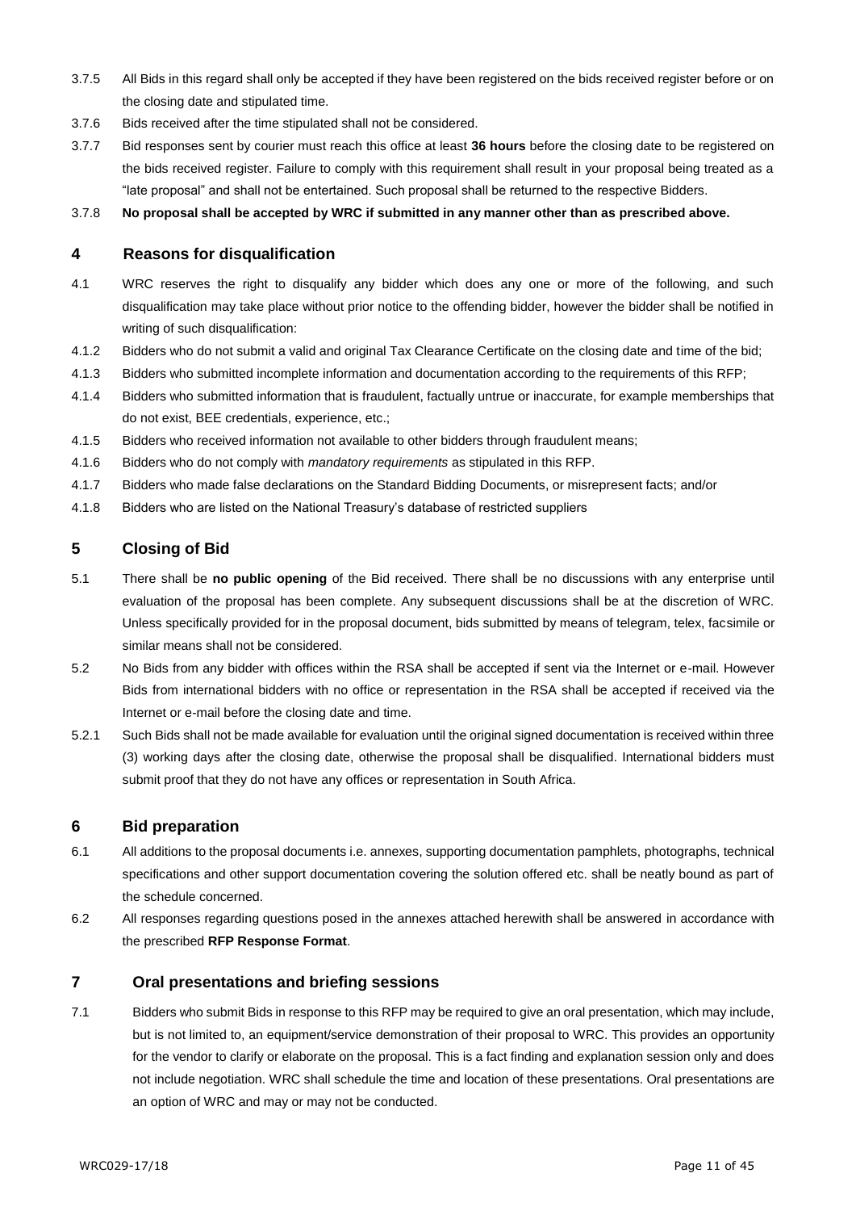3.7.5 All Bids in this regard shall only be accepted if they have been registered on the bids received register before or on the closing date and stipulated time.

3.7.6 Bids received after the time stipulated shall not be considered.

3.7.7 Bid responses sent by courier must reach this office at least **36 hours** before the closing date to be registered on the bids received register. Failure to comply with this requirement shall result in your proposal being treated as a "late proposal" and shall not be entertained. Such proposal shall be returned to the respective Bidders.

3.7.8 **No proposal shall be accepted by WRC if submitted in any manner other than as prescribed above.**

## 4 Reasons for disqualification

4.1 WRC reserves the right to disqualify any bidder which does any one or more of the following, and such disqualification may take place without prior notice to the offending bidder, however the bidder shall be notified in writing of such disqualification:

4.1.2 Bidders who do not submit a valid and original Tax Clearance Certificate on the closing date and time of the bid;

4.1.3 Bidders who submitted incomplete information and documentation according to the requirements of this RFP;

4.1.4 Bidders who submitted information that is fraudulent, factually untrue or inaccurate, for example memberships that do not exist, BEE credentials, experience, etc.;

4.1.5 Bidders who received information not available to other bidders through fraudulent means;

4.1.6 Bidders who do not comply with *mandatory requirements* as stipulated in this RFP.

4.1.7 Bidders who made false declarations on the Standard Bidding Documents, or misrepresent facts; and/or

4.1.8 Bidders who are listed on the National Treasury's database of restricted suppliers

## 5 Closing of Bid

5.1 There shall be **no public opening** of the Bid received. There shall be no discussions with any enterprise until evaluation of the proposal has been complete. Any subsequent discussions shall be at the discretion of WRC. Unless specifically provided for in the proposal document, bids submitted by means of telegram, telex, facsimile or similar means shall not be considered.

5.2 No Bids from any bidder with offices within the RSA shall be accepted if sent via the Internet or e-mail. However Bids from international bidders with no office or representation in the RSA shall be accepted if received via the Internet or e-mail before the closing date and time.

5.2.1 Such Bids shall not be made available for evaluation until the original signed documentation is received within three (3) working days after the closing date, otherwise the proposal shall be disqualified. International bidders must submit proof that they do not have any offices or representation in South Africa.

## 6 Bid preparation

6.1 All additions to the proposal documents i.e. annexes, supporting documentation pamphlets, photographs, technical specifications and other support documentation covering the solution offered etc. shall be neatly bound as part of the schedule concerned.

6.2 All responses regarding questions posed in the annexes attached herewith shall be answered in accordance with the prescribed **RFP Response Format**.

## 7 Oral presentations and briefing sessions

7.1 Bidders who submit Bids in response to this RFP may be required to give an oral presentation, which may include, but is not limited to, an equipment/service demonstration of their proposal to WRC. This provides an opportunity for the vendor to clarify or elaborate on the proposal. This is a fact finding and explanation session only and does not include negotiation. WRC shall schedule the time and location of these presentations. Oral presentations are an option of WRC and may or may not be conducted.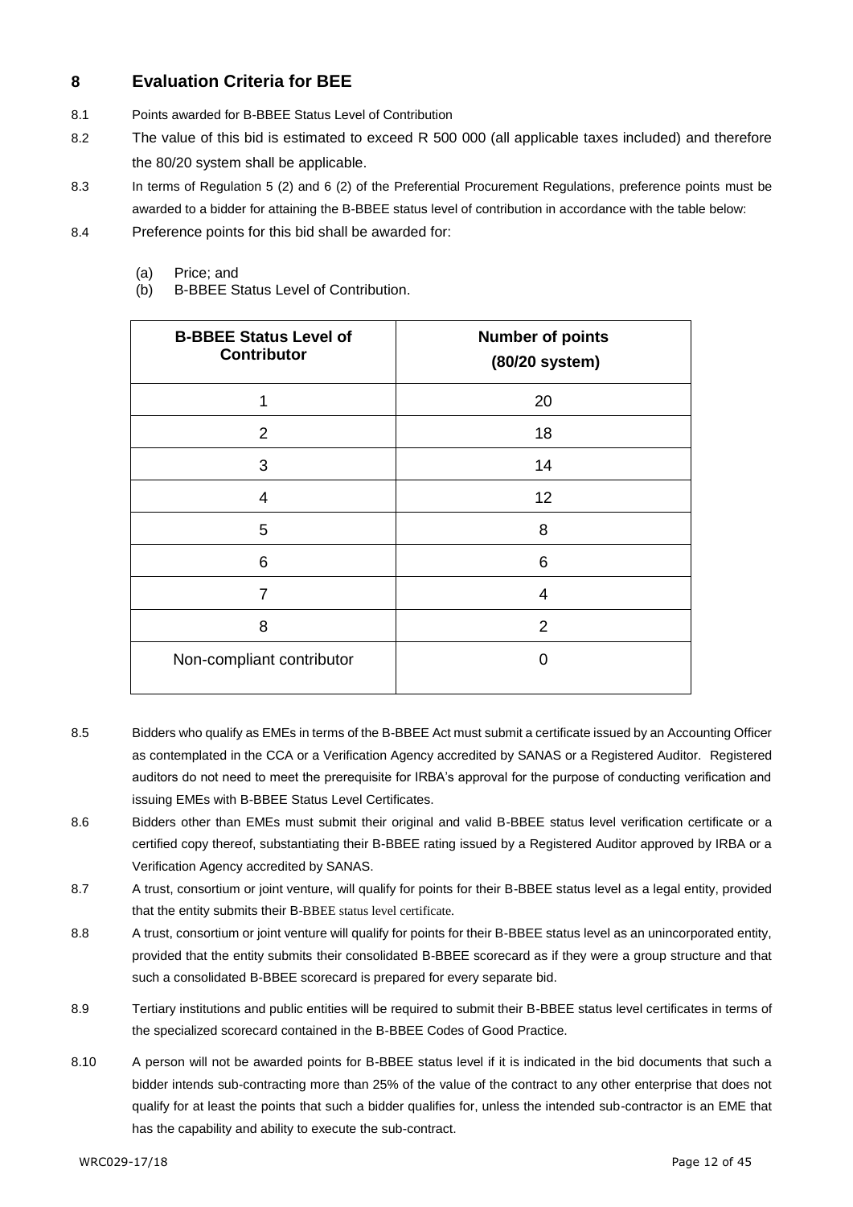## 8 Evaluation Criteria for BEE

8.1 Points awarded for B-BBEE Status Level of Contribution

8.2 The value of this bid is estimated to exceed R 500 000 (all applicable taxes included) and therefore the 80/20 system shall be applicable.

8.3 In terms of Regulation 5 (2) and 6 (2) of the Preferential Procurement Regulations, preference points must be awarded to a bidder for attaining the B-BBEE status level of contribution in accordance with the table below:

8.4 Preference points for this bid shall be awarded for:

(a) Price; and
(b) B-BBEE Status Level of Contribution.

| B-BBEE Status Level of Contributor | Number of points (80/20 system) |
|---|---|
| 1 | 20 |
| 2 | 18 |
| 3 | 14 |
| 4 | 12 |
| 5 | 8 |
| 6 | 6 |
| 7 | 4 |
| 8 | 2 |
| Non-compliant contributor | 0 |

8.5 Bidders who qualify as EMEs in terms of the B-BBEE Act must submit a certificate issued by an Accounting Officer as contemplated in the CCA or a Verification Agency accredited by SANAS or a Registered Auditor. Registered auditors do not need to meet the prerequisite for IRBA's approval for the purpose of conducting verification and issuing EMEs with B-BBEE Status Level Certificates.

8.6 Bidders other than EMEs must submit their original and valid B-BBEE status level verification certificate or a certified copy thereof, substantiating their B-BBEE rating issued by a Registered Auditor approved by IRBA or a Verification Agency accredited by SANAS.

8.7 A trust, consortium or joint venture, will qualify for points for their B-BBEE status level as a legal entity, provided that the entity submits their B-BBEE status level certificate.

8.8 A trust, consortium or joint venture will qualify for points for their B-BBEE status level as an unincorporated entity, provided that the entity submits their consolidated B-BBEE scorecard as if they were a group structure and that such a consolidated B-BBEE scorecard is prepared for every separate bid.

8.9 Tertiary institutions and public entities will be required to submit their B-BBEE status level certificates in terms of the specialized scorecard contained in the B-BBEE Codes of Good Practice.

8.10 A person will not be awarded points for B-BBEE status level if it is indicated in the bid documents that such a bidder intends sub-contracting more than 25% of the value of the contract to any other enterprise that does not qualify for at least the points that such a bidder qualifies for, unless the intended sub-contractor is an EME that has the capability and ability to execute the sub-contract.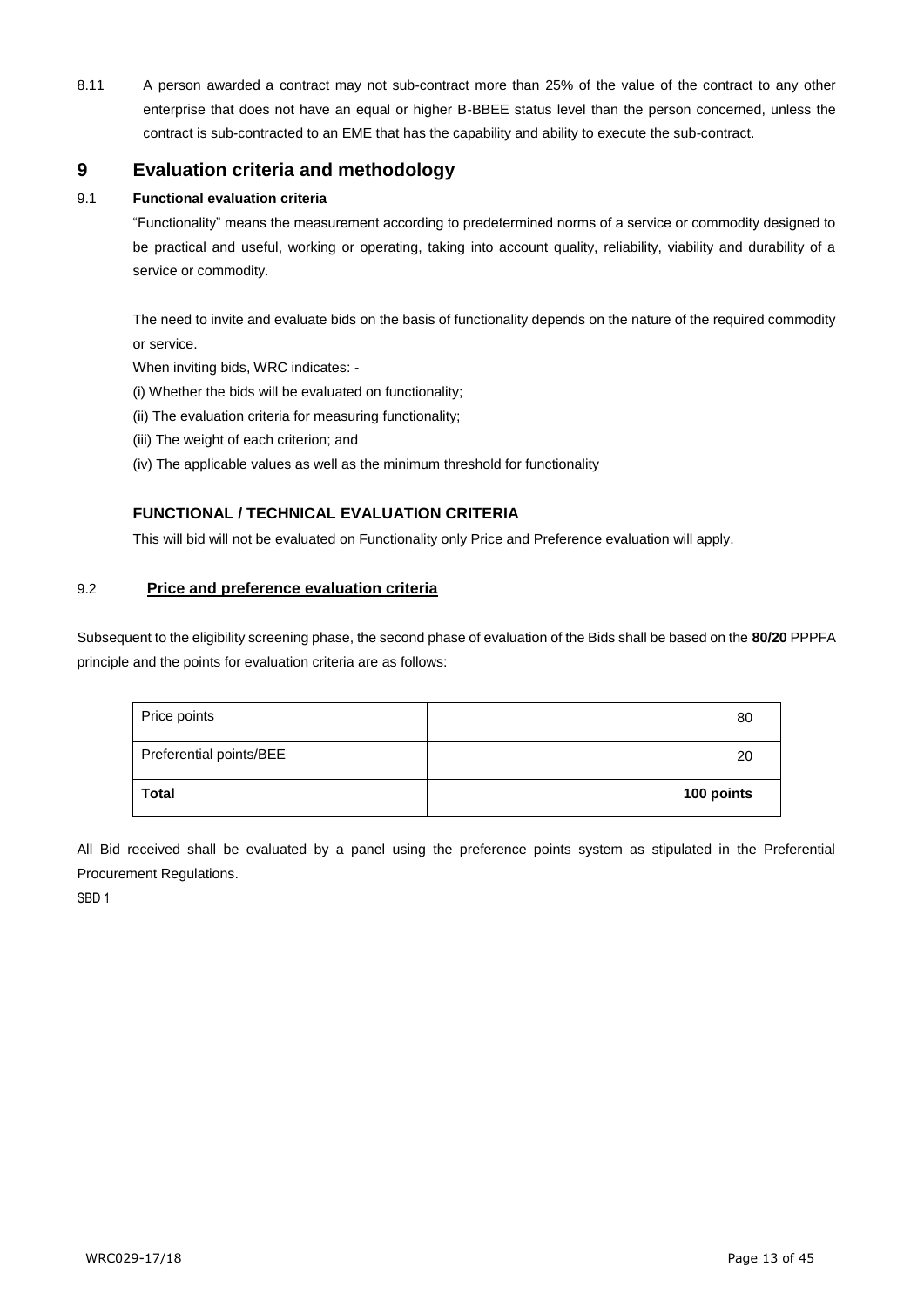8.11 A person awarded a contract may not sub-contract more than 25% of the value of the contract to any other enterprise that does not have an equal or higher B-BBEE status level than the person concerned, unless the contract is sub-contracted to an EME that has the capability and ability to execute the sub-contract.

# 9 Evaluation criteria and methodology

### 9.1 Functional evaluation criteria

"Functionality" means the measurement according to predetermined norms of a service or commodity designed to be practical and useful, working or operating, taking into account quality, reliability, viability and durability of a service or commodity.

The need to invite and evaluate bids on the basis of functionality depends on the nature of the required commodity or service.

When inviting bids, WRC indicates: -

(i) Whether the bids will be evaluated on functionality;

(ii) The evaluation criteria for measuring functionality;

(iii) The weight of each criterion; and

(iv) The applicable values as well as the minimum threshold for functionality

**FUNCTIONAL / TECHNICAL EVALUATION CRITERIA**

This will bid will not be evaluated on Functionality only Price and Preference evaluation will apply.

### 9.2 Price and preference evaluation criteria

Subsequent to the eligibility screening phase, the second phase of evaluation of the Bids shall be based on the **80/20** PPPFA principle and the points for evaluation criteria are as follows:

| Price points | 80 |
|---|---|
| Preferential points/BEE | 20 |
| **Total** | **100 points** |

All Bid received shall be evaluated by a panel using the preference points system as stipulated in the Preferential Procurement Regulations.

SBD 1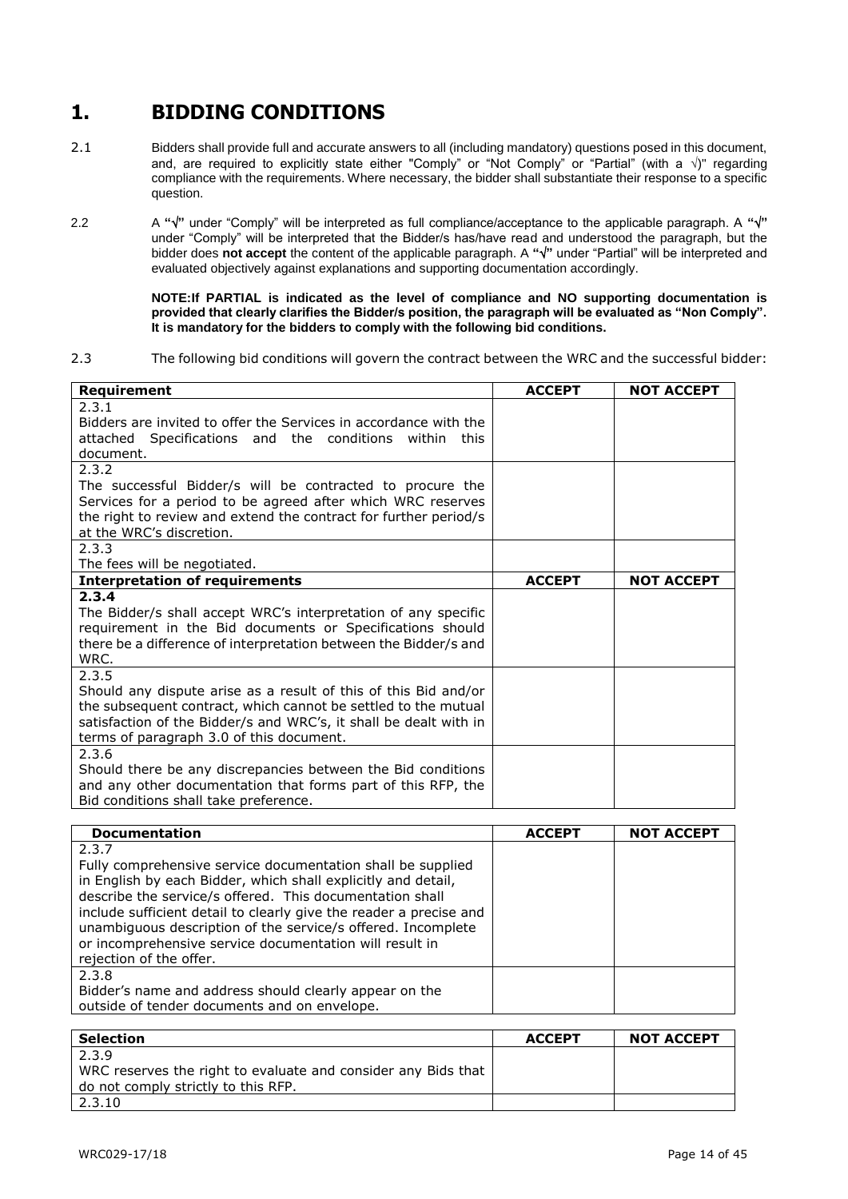# 1. BIDDING CONDITIONS

2.1 Bidders shall provide full and accurate answers to all (including mandatory) questions posed in this document, and, are required to explicitly state either "Comply" or "Not Comply" or "Partial" (with a √)" regarding compliance with the requirements. Where necessary, the bidder shall substantiate their response to a specific question.

2.2 A **"√"** under "Comply" will be interpreted as full compliance/acceptance to the applicable paragraph. A **"√"** under "Comply" will be interpreted that the Bidder/s has/have read and understood the paragraph, but the bidder does **not accept** the content of the applicable paragraph. A **"√"** under "Partial" will be interpreted and evaluated objectively against explanations and supporting documentation accordingly.

**NOTE:If PARTIAL is indicated as the level of compliance and NO supporting documentation is provided that clearly clarifies the Bidder/s position, the paragraph will be evaluated as "Non Comply". It is mandatory for the bidders to comply with the following bid conditions.**

2.3 The following bid conditions will govern the contract between the WRC and the successful bidder:

| Requirement | ACCEPT | NOT ACCEPT |
|---|---|---|
| 2.3.1<br>Bidders are invited to offer the Services in accordance with the attached Specifications and the conditions within this document. | | |
| 2.3.2<br>The successful Bidder/s will be contracted to procure the Services for a period to be agreed after which WRC reserves the right to review and extend the contract for further period/s at the WRC's discretion. | | |
| 2.3.3<br>The fees will be negotiated. | | |
| **Interpretation of requirements** | **ACCEPT** | **NOT ACCEPT** |
| **2.3.4**<br>The Bidder/s shall accept WRC's interpretation of any specific requirement in the Bid documents or Specifications should there be a difference of interpretation between the Bidder/s and WRC. | | |
| 2.3.5<br>Should any dispute arise as a result of this of this Bid and/or the subsequent contract, which cannot be settled to the mutual satisfaction of the Bidder/s and WRC's, it shall be dealt with in terms of paragraph 3.0 of this document. | | |
| 2.3.6<br>Should there be any discrepancies between the Bid conditions and any other documentation that forms part of this RFP, the Bid conditions shall take preference. | | |

| Documentation | ACCEPT | NOT ACCEPT |
|---|---|---|
| 2.3.7<br>Fully comprehensive service documentation shall be supplied in English by each Bidder, which shall explicitly and detail, describe the service/s offered. This documentation shall include sufficient detail to clearly give the reader a precise and unambiguous description of the service/s offered. Incomplete or incomprehensive service documentation will result in rejection of the offer. | | |
| 2.3.8<br>Bidder's name and address should clearly appear on the outside of tender documents and on envelope. | | |

| Selection | ACCEPT | NOT ACCEPT |
|---|---|---|
| 2.3.9<br>WRC reserves the right to evaluate and consider any Bids that do not comply strictly to this RFP. | | |
| 2.3.10 | | |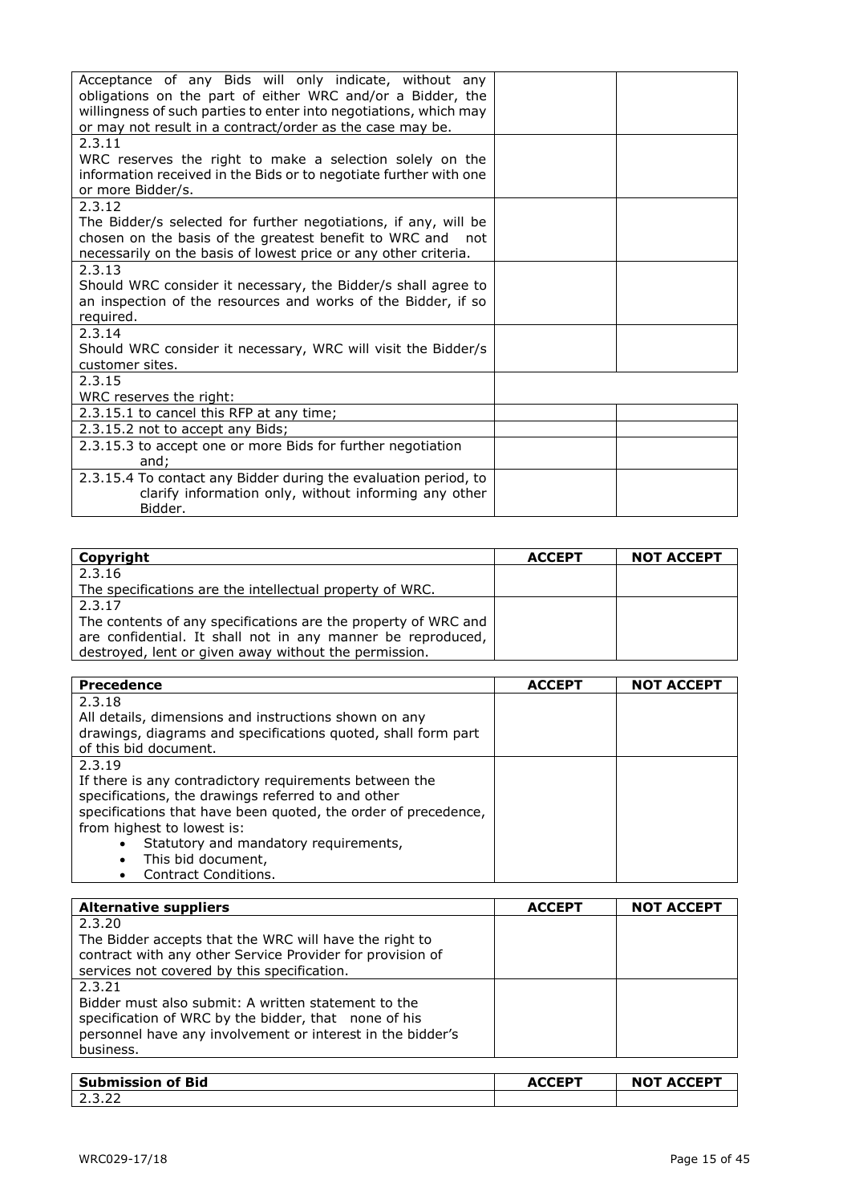| | | |
|---|---|---|
| Acceptance of any Bids will only indicate, without any obligations on the part of either WRC and/or a Bidder, the willingness of such parties to enter into negotiations, which may or may not result in a contract/order as the case may be. | | |
| 2.3.11<br>WRC reserves the right to make a selection solely on the information received in the Bids or to negotiate further with one or more Bidder/s. | | |
| 2.3.12<br>The Bidder/s selected for further negotiations, if any, will be chosen on the basis of the greatest benefit to WRC and not necessarily on the basis of lowest price or any other criteria. | | |
| 2.3.13<br>Should WRC consider it necessary, the Bidder/s shall agree to an inspection of the resources and works of the Bidder, if so required. | | |
| 2.3.14<br>Should WRC consider it necessary, WRC will visit the Bidder/s customer sites. | | |
| 2.3.15<br>WRC reserves the right: | | |
| 2.3.15.1 to cancel this RFP at any time; | | |
| 2.3.15.2 not to accept any Bids; | | |
| 2.3.15.3 to accept one or more Bids for further negotiation and; | | |
| 2.3.15.4 To contact any Bidder during the evaluation period, to clarify information only, without informing any other Bidder. | | |

| Copyright | ACCEPT | NOT ACCEPT |
|---|---|---|
| 2.3.16<br>The specifications are the intellectual property of WRC. | | |
| 2.3.17<br>The contents of any specifications are the property of WRC and are confidential. It shall not in any manner be reproduced, destroyed, lent or given away without the permission. | | |

| Precedence | ACCEPT | NOT ACCEPT |
|---|---|---|
| 2.3.18<br>All details, dimensions and instructions shown on any drawings, diagrams and specifications quoted, shall form part of this bid document. | | |
| 2.3.19<br>If there is any contradictory requirements between the specifications, the drawings referred to and other specifications that have been quoted, the order of precedence, from highest to lowest is:<br>• Statutory and mandatory requirements,<br>• This bid document,<br>• Contract Conditions. | | |

| Alternative suppliers | ACCEPT | NOT ACCEPT |
|---|---|---|
| 2.3.20<br>The Bidder accepts that the WRC will have the right to contract with any other Service Provider for provision of services not covered by this specification. | | |
| 2.3.21<br>Bidder must also submit: A written statement to the specification of WRC by the bidder, that none of his personnel have any involvement or interest in the bidder's business. | | |

| Submission of Bid | ACCEPT | NOT ACCEPT |
|---|---|---|
| 2.3.22 | | |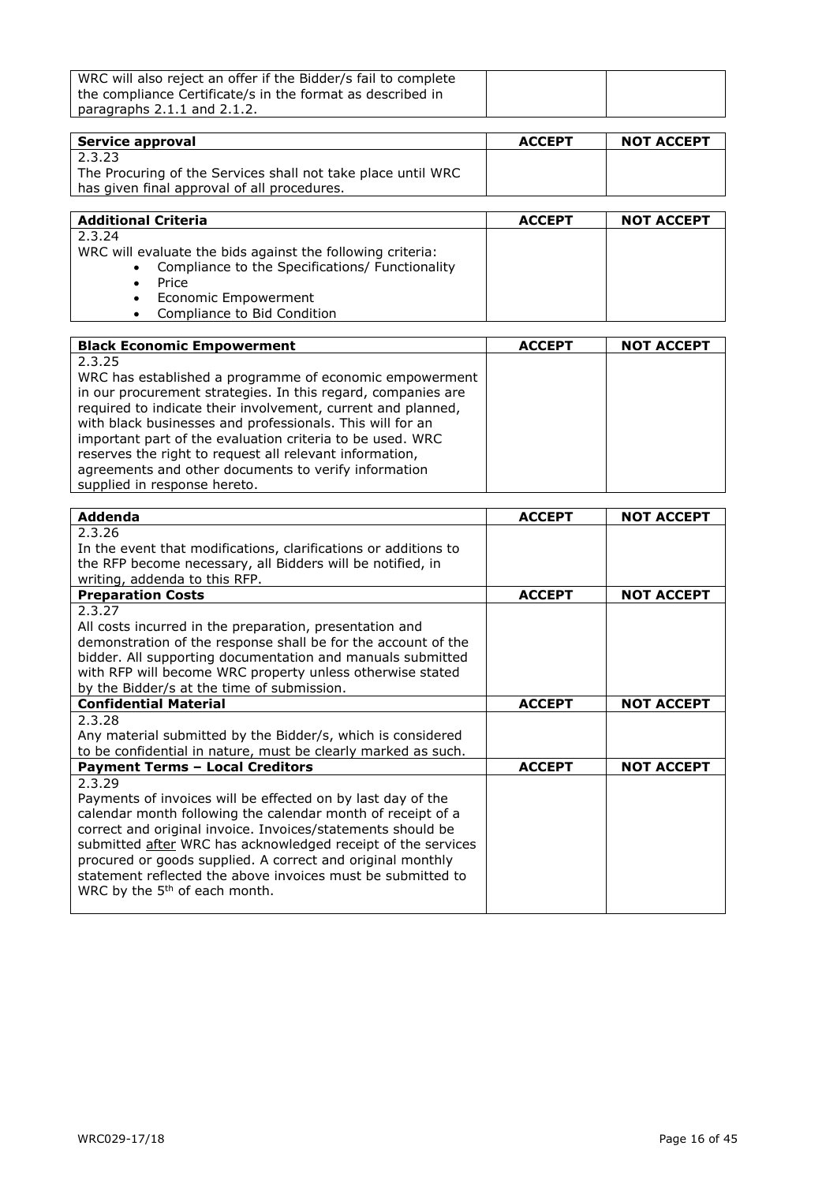| WRC will also reject an offer if the Bidder/s fail to complete the compliance Certificate/s in the format as described in paragraphs 2.1.1 and 2.1.2. | | |
|---|---|---|

| **Service approval** | **ACCEPT** | **NOT ACCEPT** |
|---|---|---|
| 2.3.23<br>The Procuring of the Services shall not take place until WRC has given final approval of all procedures. | | |

| **Additional Criteria** | **ACCEPT** | **NOT ACCEPT** |
|---|---|---|
| 2.3.24<br>WRC will evaluate the bids against the following criteria:<br>• Compliance to the Specifications/ Functionality<br>• Price<br>• Economic Empowerment<br>• Compliance to Bid Condition | | |

| **Black Economic Empowerment** | **ACCEPT** | **NOT ACCEPT** |
|---|---|---|
| 2.3.25<br>WRC has established a programme of economic empowerment in our procurement strategies. In this regard, companies are required to indicate their involvement, current and planned, with black businesses and professionals. This will for an important part of the evaluation criteria to be used. WRC reserves the right to request all relevant information, agreements and other documents to verify information supplied in response hereto. | | |

| **Addenda** | **ACCEPT** | **NOT ACCEPT** |
|---|---|---|
| 2.3.26<br>In the event that modifications, clarifications or additions to the RFP become necessary, all Bidders will be notified, in writing, addenda to this RFP. | | |
| **Preparation Costs** | **ACCEPT** | **NOT ACCEPT** |
| 2.3.27<br>All costs incurred in the preparation, presentation and demonstration of the response shall be for the account of the bidder. All supporting documentation and manuals submitted with RFP will become WRC property unless otherwise stated by the Bidder/s at the time of submission. | | |
| **Confidential Material** | **ACCEPT** | **NOT ACCEPT** |
| 2.3.28<br>Any material submitted by the Bidder/s, which is considered to be confidential in nature, must be clearly marked as such. | | |
| **Payment Terms – Local Creditors** | **ACCEPT** | **NOT ACCEPT** |
| 2.3.29<br>Payments of invoices will be effected on by last day of the calendar month following the calendar month of receipt of a correct and original invoice. Invoices/statements should be submitted <u>after</u> WRC has acknowledged receipt of the services procured or goods supplied. A correct and original monthly statement reflected the above invoices must be submitted to WRC by the 5th of each month. | | |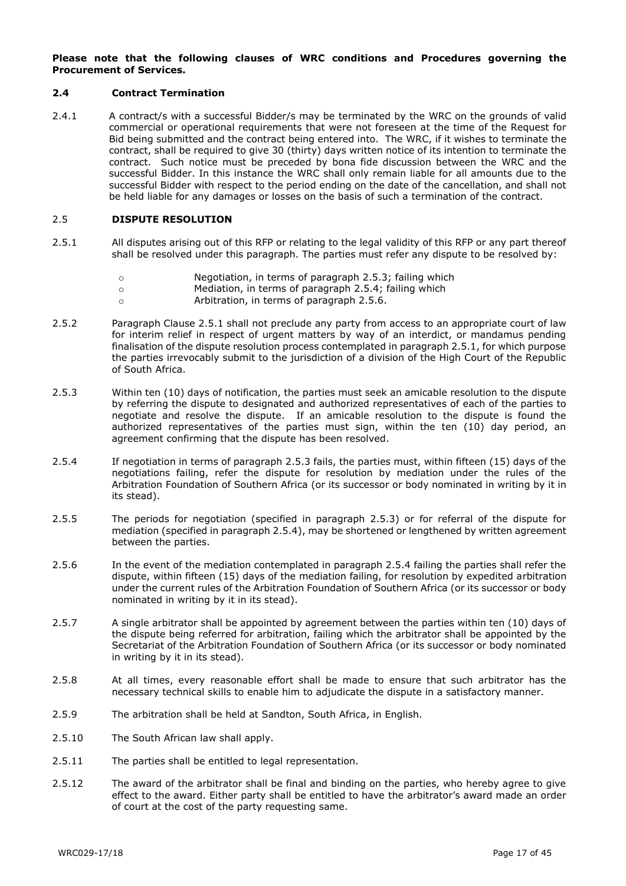**Please note that the following clauses of WRC conditions and Procedures governing the Procurement of Services.**

### 2.4 Contract Termination

2.4.1 A contract/s with a successful Bidder/s may be terminated by the WRC on the grounds of valid commercial or operational requirements that were not foreseen at the time of the Request for Bid being submitted and the contract being entered into. The WRC, if it wishes to terminate the contract, shall be required to give 30 (thirty) days written notice of its intention to terminate the contract. Such notice must be preceded by bona fide discussion between the WRC and the successful Bidder. In this instance the WRC shall only remain liable for all amounts due to the successful Bidder with respect to the period ending on the date of the cancellation, and shall not be held liable for any damages or losses on the basis of such a termination of the contract.

### 2.5 DISPUTE RESOLUTION

2.5.1 All disputes arising out of this RFP or relating to the legal validity of this RFP or any part thereof shall be resolved under this paragraph. The parties must refer any dispute to be resolved by:

- Negotiation, in terms of paragraph 2.5.3; failing which
- Mediation, in terms of paragraph 2.5.4; failing which
- Arbitration, in terms of paragraph 2.5.6.

2.5.2 Paragraph Clause 2.5.1 shall not preclude any party from access to an appropriate court of law for interim relief in respect of urgent matters by way of an interdict, or mandamus pending finalisation of the dispute resolution process contemplated in paragraph 2.5.1, for which purpose the parties irrevocably submit to the jurisdiction of a division of the High Court of the Republic of South Africa.

2.5.3 Within ten (10) days of notification, the parties must seek an amicable resolution to the dispute by referring the dispute to designated and authorized representatives of each of the parties to negotiate and resolve the dispute. If an amicable resolution to the dispute is found the authorized representatives of the parties must sign, within the ten (10) day period, an agreement confirming that the dispute has been resolved.

2.5.4 If negotiation in terms of paragraph 2.5.3 fails, the parties must, within fifteen (15) days of the negotiations failing, refer the dispute for resolution by mediation under the rules of the Arbitration Foundation of Southern Africa (or its successor or body nominated in writing by it in its stead).

2.5.5 The periods for negotiation (specified in paragraph 2.5.3) or for referral of the dispute for mediation (specified in paragraph 2.5.4), may be shortened or lengthened by written agreement between the parties.

2.5.6 In the event of the mediation contemplated in paragraph 2.5.4 failing the parties shall refer the dispute, within fifteen (15) days of the mediation failing, for resolution by expedited arbitration under the current rules of the Arbitration Foundation of Southern Africa (or its successor or body nominated in writing by it in its stead).

2.5.7 A single arbitrator shall be appointed by agreement between the parties within ten (10) days of the dispute being referred for arbitration, failing which the arbitrator shall be appointed by the Secretariat of the Arbitration Foundation of Southern Africa (or its successor or body nominated in writing by it in its stead).

2.5.8 At all times, every reasonable effort shall be made to ensure that such arbitrator has the necessary technical skills to enable him to adjudicate the dispute in a satisfactory manner.

2.5.9 The arbitration shall be held at Sandton, South Africa, in English.

2.5.10 The South African law shall apply.

2.5.11 The parties shall be entitled to legal representation.

2.5.12 The award of the arbitrator shall be final and binding on the parties, who hereby agree to give effect to the award. Either party shall be entitled to have the arbitrator's award made an order of court at the cost of the party requesting same.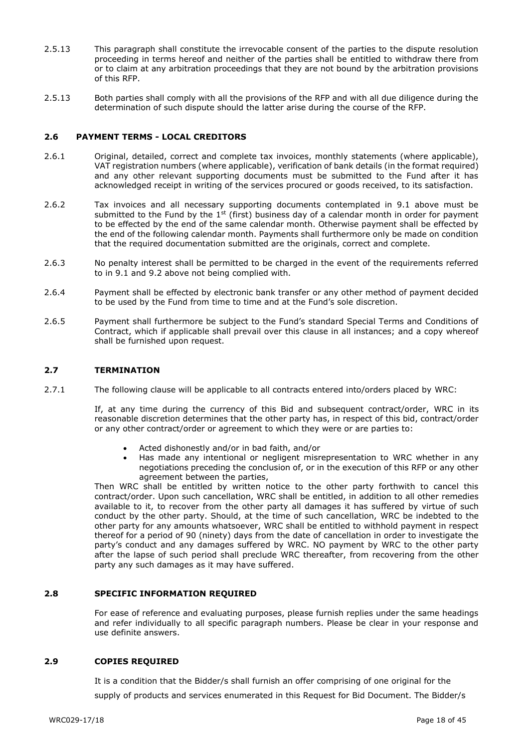2.5.13 This paragraph shall constitute the irrevocable consent of the parties to the dispute resolution proceeding in terms hereof and neither of the parties shall be entitled to withdraw there from or to claim at any arbitration proceedings that they are not bound by the arbitration provisions of this RFP.

2.5.13 Both parties shall comply with all the provisions of the RFP and with all due diligence during the determination of such dispute should the latter arise during the course of the RFP.

### 2.6 PAYMENT TERMS - LOCAL CREDITORS

2.6.1 Original, detailed, correct and complete tax invoices, monthly statements (where applicable), VAT registration numbers (where applicable), verification of bank details (in the format required) and any other relevant supporting documents must be submitted to the Fund after it has acknowledged receipt in writing of the services procured or goods received, to its satisfaction.

2.6.2 Tax invoices and all necessary supporting documents contemplated in 9.1 above must be submitted to the Fund by the 1st (first) business day of a calendar month in order for payment to be effected by the end of the same calendar month. Otherwise payment shall be effected by the end of the following calendar month. Payments shall furthermore only be made on condition that the required documentation submitted are the originals, correct and complete.

2.6.3 No penalty interest shall be permitted to be charged in the event of the requirements referred to in 9.1 and 9.2 above not being complied with.

2.6.4 Payment shall be effected by electronic bank transfer or any other method of payment decided to be used by the Fund from time to time and at the Fund's sole discretion.

2.6.5 Payment shall furthermore be subject to the Fund's standard Special Terms and Conditions of Contract, which if applicable shall prevail over this clause in all instances; and a copy whereof shall be furnished upon request.

### 2.7 TERMINATION

2.7.1 The following clause will be applicable to all contracts entered into/orders placed by WRC:

If, at any time during the currency of this Bid and subsequent contract/order, WRC in its reasonable discretion determines that the other party has, in respect of this bid, contract/order or any other contract/order or agreement to which they were or are parties to:

- Acted dishonestly and/or in bad faith, and/or
- Has made any intentional or negligent misrepresentation to WRC whether in any negotiations preceding the conclusion of, or in the execution of this RFP or any other agreement between the parties,

Then WRC shall be entitled by written notice to the other party forthwith to cancel this contract/order. Upon such cancellation, WRC shall be entitled, in addition to all other remedies available to it, to recover from the other party all damages it has suffered by virtue of such conduct by the other party. Should, at the time of such cancellation, WRC be indebted to the other party for any amounts whatsoever, WRC shall be entitled to withhold payment in respect thereof for a period of 90 (ninety) days from the date of cancellation in order to investigate the party's conduct and any damages suffered by WRC. NO payment by WRC to the other party after the lapse of such period shall preclude WRC thereafter, from recovering from the other party any such damages as it may have suffered.

### 2.8 SPECIFIC INFORMATION REQUIRED

For ease of reference and evaluating purposes, please furnish replies under the same headings and refer individually to all specific paragraph numbers. Please be clear in your response and use definite answers.

### 2.9 COPIES REQUIRED

It is a condition that the Bidder/s shall furnish an offer comprising of one original for the supply of products and services enumerated in this Request for Bid Document. The Bidder/s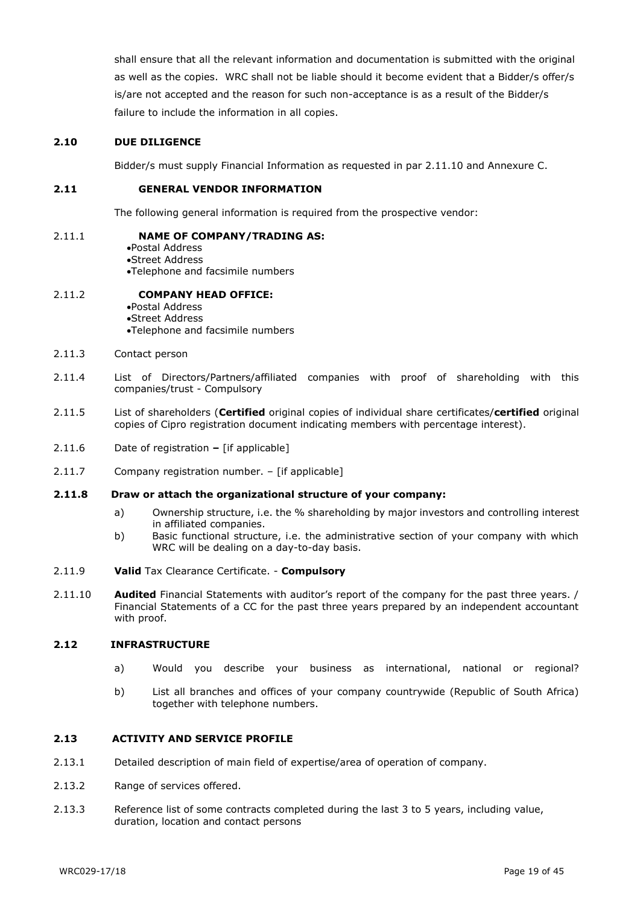shall ensure that all the relevant information and documentation is submitted with the original as well as the copies. WRC shall not be liable should it become evident that a Bidder/s offer/s is/are not accepted and the reason for such non-acceptance is as a result of the Bidder/s failure to include the information in all copies.

## 2.10 DUE DILIGENCE

Bidder/s must supply Financial Information as requested in par 2.11.10 and Annexure C.

## 2.11 GENERAL VENDOR INFORMATION

The following general information is required from the prospective vendor:

2.11.1 **NAME OF COMPANY/TRADING AS:**

- Postal Address
- Street Address
- Telephone and facsimile numbers

2.11.2 **COMPANY HEAD OFFICE:**

- Postal Address
- Street Address
- Telephone and facsimile numbers

2.11.3 Contact person

2.11.4 List of Directors/Partners/affiliated companies with proof of shareholding with this companies/trust - Compulsory

2.11.5 List of shareholders (**Certified** original copies of individual share certificates/**certified** original copies of Cipro registration document indicating members with percentage interest).

2.11.6 Date of registration **–** [if applicable]

2.11.7 Company registration number. – [if applicable]

**2.11.8 Draw or attach the organizational structure of your company:**

a) Ownership structure, i.e. the % shareholding by major investors and controlling interest in affiliated companies.

b) Basic functional structure, i.e. the administrative section of your company with which WRC will be dealing on a day-to-day basis.

2.11.9 **Valid** Tax Clearance Certificate. - **Compulsory**

2.11.10 **Audited** Financial Statements with auditor's report of the company for the past three years. / Financial Statements of a CC for the past three years prepared by an independent accountant with proof.

## 2.12 INFRASTRUCTURE

a) Would you describe your business as international, national or regional?

b) List all branches and offices of your company countrywide (Republic of South Africa) together with telephone numbers.

## 2.13 ACTIVITY AND SERVICE PROFILE

2.13.1 Detailed description of main field of expertise/area of operation of company.

2.13.2 Range of services offered.

2.13.3 Reference list of some contracts completed during the last 3 to 5 years, including value, duration, location and contact persons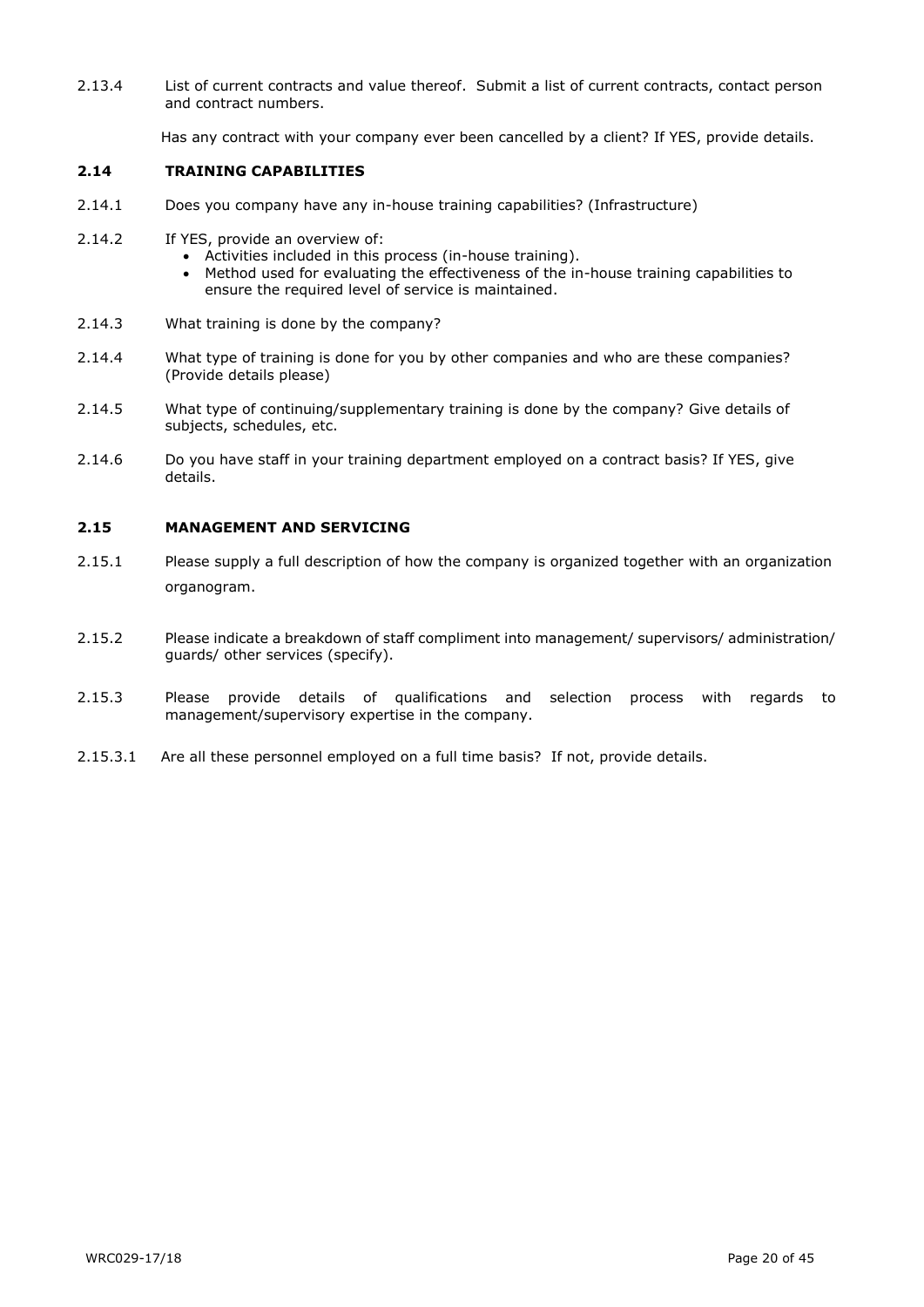2.13.4 List of current contracts and value thereof. Submit a list of current contracts, contact person and contract numbers.

Has any contract with your company ever been cancelled by a client? If YES, provide details.

### 2.14 TRAINING CAPABILITIES

2.14.1 Does you company have any in-house training capabilities? (Infrastructure)

2.14.2 If YES, provide an overview of:

- Activities included in this process (in-house training).
- Method used for evaluating the effectiveness of the in-house training capabilities to ensure the required level of service is maintained.

2.14.3 What training is done by the company?

2.14.4 What type of training is done for you by other companies and who are these companies? (Provide details please)

2.14.5 What type of continuing/supplementary training is done by the company? Give details of subjects, schedules, etc.

2.14.6 Do you have staff in your training department employed on a contract basis? If YES, give details.

### 2.15 MANAGEMENT AND SERVICING

2.15.1 Please supply a full description of how the company is organized together with an organization organogram.

2.15.2 Please indicate a breakdown of staff compliment into management/ supervisors/ administration/ guards/ other services (specify).

2.15.3 Please provide details of qualifications and selection process with regards to management/supervisory expertise in the company.

2.15.3.1 Are all these personnel employed on a full time basis? If not, provide details.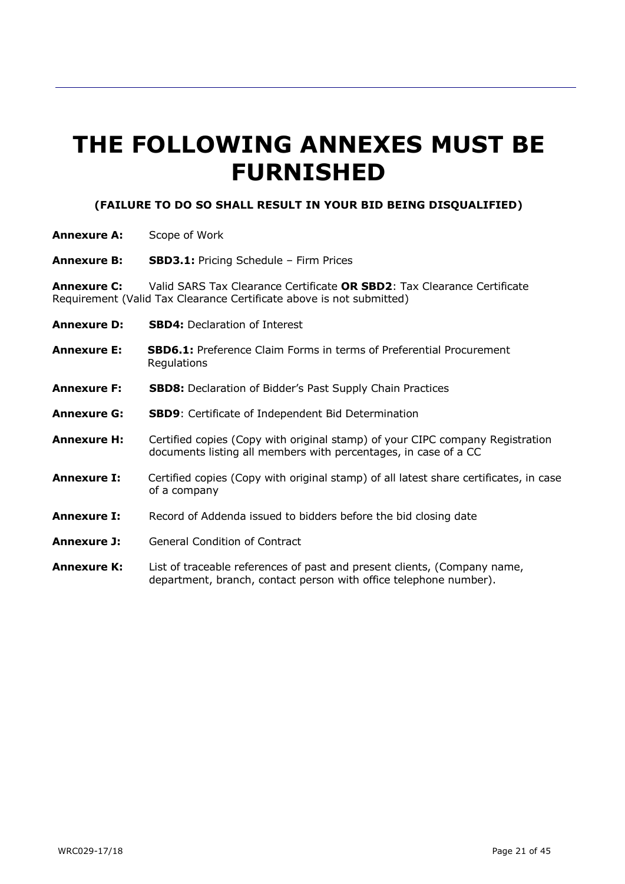# THE FOLLOWING ANNEXES MUST BE FURNISHED

**(FAILURE TO DO SO SHALL RESULT IN YOUR BID BEING DISQUALIFIED)**

**Annexure A:** Scope of Work

**Annexure B:** **SBD3.1:** Pricing Schedule – Firm Prices

**Annexure C:** Valid SARS Tax Clearance Certificate **OR SBD2**: Tax Clearance Certificate Requirement (Valid Tax Clearance Certificate above is not submitted)

**Annexure D:** **SBD4:** Declaration of Interest

**Annexure E:** **SBD6.1:** Preference Claim Forms in terms of Preferential Procurement Regulations

**Annexure F:** **SBD8:** Declaration of Bidder's Past Supply Chain Practices

**Annexure G:** **SBD9**: Certificate of Independent Bid Determination

**Annexure H:** Certified copies (Copy with original stamp) of your CIPC company Registration documents listing all members with percentages, in case of a CC

**Annexure I:** Certified copies (Copy with original stamp) of all latest share certificates, in case of a company

**Annexure I:** Record of Addenda issued to bidders before the bid closing date

**Annexure J:** General Condition of Contract

**Annexure K:** List of traceable references of past and present clients, (Company name, department, branch, contact person with office telephone number).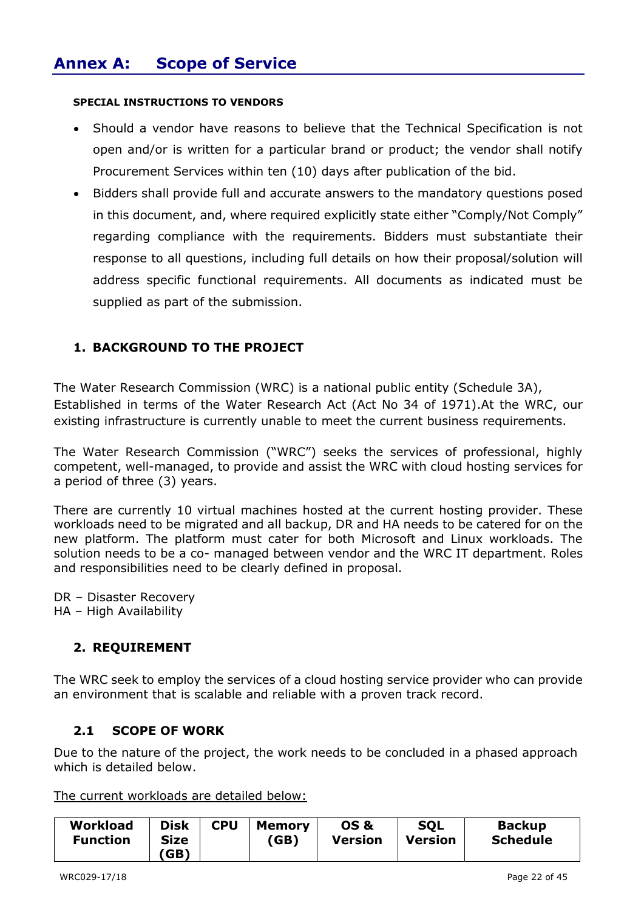# Annex A: Scope of Service

**SPECIAL INSTRUCTIONS TO VENDORS**

- Should a vendor have reasons to believe that the Technical Specification is not open and/or is written for a particular brand or product; the vendor shall notify Procurement Services within ten (10) days after publication of the bid.
- Bidders shall provide full and accurate answers to the mandatory questions posed in this document, and, where required explicitly state either "Comply/Not Comply" regarding compliance with the requirements. Bidders must substantiate their response to all questions, including full details on how their proposal/solution will address specific functional requirements. All documents as indicated must be supplied as part of the submission.

## 1. BACKGROUND TO THE PROJECT

The Water Research Commission (WRC) is a national public entity (Schedule 3A), Established in terms of the Water Research Act (Act No 34 of 1971).At the WRC, our existing infrastructure is currently unable to meet the current business requirements.

The Water Research Commission ("WRC") seeks the services of professional, highly competent, well-managed, to provide and assist the WRC with cloud hosting services for a period of three (3) years.

There are currently 10 virtual machines hosted at the current hosting provider. These workloads need to be migrated and all backup, DR and HA needs to be catered for on the new platform. The platform must cater for both Microsoft and Linux workloads. The solution needs to be a co- managed between vendor and the WRC IT department. Roles and responsibilities need to be clearly defined in proposal.

DR – Disaster Recovery
HA – High Availability

## 2. REQUIREMENT

The WRC seek to employ the services of a cloud hosting service provider who can provide an environment that is scalable and reliable with a proven track record.

### 2.1 SCOPE OF WORK

Due to the nature of the project, the work needs to be concluded in a phased approach which is detailed below.

<u>The current workloads are detailed below:</u>

| Workload Function | Disk Size (GB) | CPU | Memory (GB) | OS & Version | SQL Version | Backup Schedule |
|---|---|---|---|---|---|---|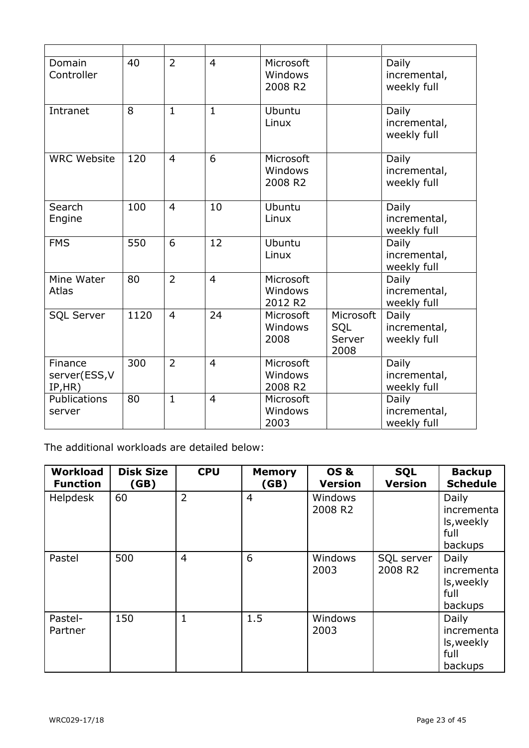| | | | | | | |
|---|---|---|---|---|---|---|
| Domain Controller | 40 | 2 | 4 | Microsoft Windows 2008 R2 | | Daily incremental, weekly full |
| Intranet | 8 | 1 | 1 | Ubuntu Linux | | Daily incremental, weekly full |
| WRC Website | 120 | 4 | 6 | Microsoft Windows 2008 R2 | | Daily incremental, weekly full |
| Search Engine | 100 | 4 | 10 | Ubuntu Linux | | Daily incremental, weekly full |
| FMS | 550 | 6 | 12 | Ubuntu Linux | | Daily incremental, weekly full |
| Mine Water Atlas | 80 | 2 | 4 | Microsoft Windows 2012 R2 | | Daily incremental, weekly full |
| SQL Server | 1120 | 4 | 24 | Microsoft Windows 2008 | Microsoft SQL Server 2008 | Daily incremental, weekly full |
| Finance server(ESS,VIP,HR) | 300 | 2 | 4 | Microsoft Windows 2008 R2 | | Daily incremental, weekly full |
| Publications server | 80 | 1 | 4 | Microsoft Windows 2003 | | Daily incremental, weekly full |

The additional workloads are detailed below:

| Workload Function | Disk Size (GB) | CPU | Memory (GB) | OS & Version | SQL Version | Backup Schedule |
|---|---|---|---|---|---|---|
| Helpdesk | 60 | 2 | 4 | Windows 2008 R2 | | Daily incrementals,weekly full backups |
| Pastel | 500 | 4 | 6 | Windows 2003 | SQL server 2008 R2 | Daily incrementals,weekly full backups |
| Pastel-Partner | 150 | 1 | 1.5 | Windows 2003 | | Daily incrementals,weekly full backups |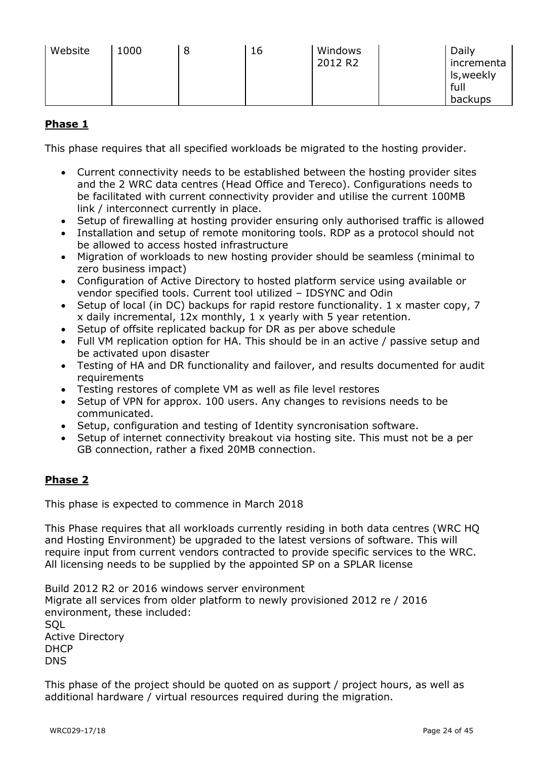| Website | 1000 | 8 | 16 | Windows 2012 R2 | | Daily incrementals,weekly full backups |
|---|---|---|---|---|---|---|

**Phase 1**

This phase requires that all specified workloads be migrated to the hosting provider.

- Current connectivity needs to be established between the hosting provider sites and the 2 WRC data centres (Head Office and Tereco). Configurations needs to be facilitated with current connectivity provider and utilise the current 100MB link / interconnect currently in place.
- Setup of firewalling at hosting provider ensuring only authorised traffic is allowed
- Installation and setup of remote monitoring tools. RDP as a protocol should not be allowed to access hosted infrastructure
- Migration of workloads to new hosting provider should be seamless (minimal to zero business impact)
- Configuration of Active Directory to hosted platform service using available or vendor specified tools. Current tool utilized – IDSYNC and Odin
- Setup of local (in DC) backups for rapid restore functionality. 1 x master copy, 7 x daily incremental, 12x monthly, 1 x yearly with 5 year retention.
- Setup of offsite replicated backup for DR as per above schedule
- Full VM replication option for HA. This should be in an active / passive setup and be activated upon disaster
- Testing of HA and DR functionality and failover, and results documented for audit requirements
- Testing restores of complete VM as well as file level restores
- Setup of VPN for approx. 100 users. Any changes to revisions needs to be communicated.
- Setup, configuration and testing of Identity syncronisation software.
- Setup of internet connectivity breakout via hosting site. This must not be a per GB connection, rather a fixed 20MB connection.

**Phase 2**

This phase is expected to commence in March 2018

This Phase requires that all workloads currently residing in both data centres (WRC HQ and Hosting Environment) be upgraded to the latest versions of software. This will require input from current vendors contracted to provide specific services to the WRC. All licensing needs to be supplied by the appointed SP on a SPLAR license

Build 2012 R2 or 2016 windows server environment
Migrate all services from older platform to newly provisioned 2012 re / 2016 environment, these included:
SQL
Active Directory
DHCP
DNS

This phase of the project should be quoted on as support / project hours, as well as additional hardware / virtual resources required during the migration.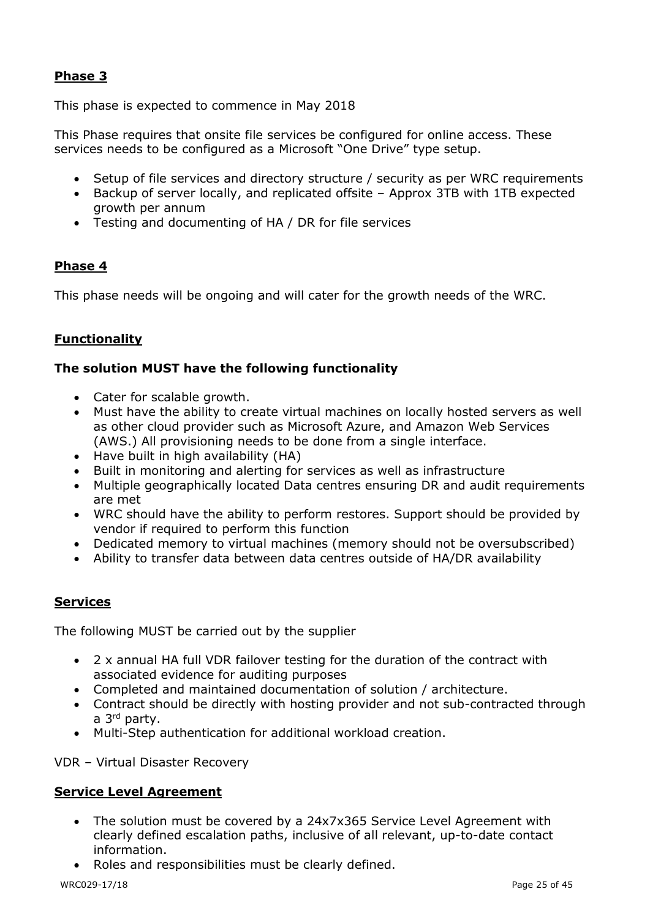## Phase 3

This phase is expected to commence in May 2018

This Phase requires that onsite file services be configured for online access. These services needs to be configured as a Microsoft "One Drive" type setup.

- Setup of file services and directory structure / security as per WRC requirements
- Backup of server locally, and replicated offsite – Approx 3TB with 1TB expected growth per annum
- Testing and documenting of HA / DR for file services

## Phase 4

This phase needs will be ongoing and will cater for the growth needs of the WRC.

## Functionality

**The solution MUST have the following functionality**

- Cater for scalable growth.
- Must have the ability to create virtual machines on locally hosted servers as well as other cloud provider such as Microsoft Azure, and Amazon Web Services (AWS.) All provisioning needs to be done from a single interface.
- Have built in high availability (HA)
- Built in monitoring and alerting for services as well as infrastructure
- Multiple geographically located Data centres ensuring DR and audit requirements are met
- WRC should have the ability to perform restores. Support should be provided by vendor if required to perform this function
- Dedicated memory to virtual machines (memory should not be oversubscribed)
- Ability to transfer data between data centres outside of HA/DR availability

## Services

The following MUST be carried out by the supplier

- 2 x annual HA full VDR failover testing for the duration of the contract with associated evidence for auditing purposes
- Completed and maintained documentation of solution / architecture.
- Contract should be directly with hosting provider and not sub-contracted through a 3rd party.
- Multi-Step authentication for additional workload creation.

VDR – Virtual Disaster Recovery

## Service Level Agreement

- The solution must be covered by a 24x7x365 Service Level Agreement with clearly defined escalation paths, inclusive of all relevant, up-to-date contact information.
- Roles and responsibilities must be clearly defined.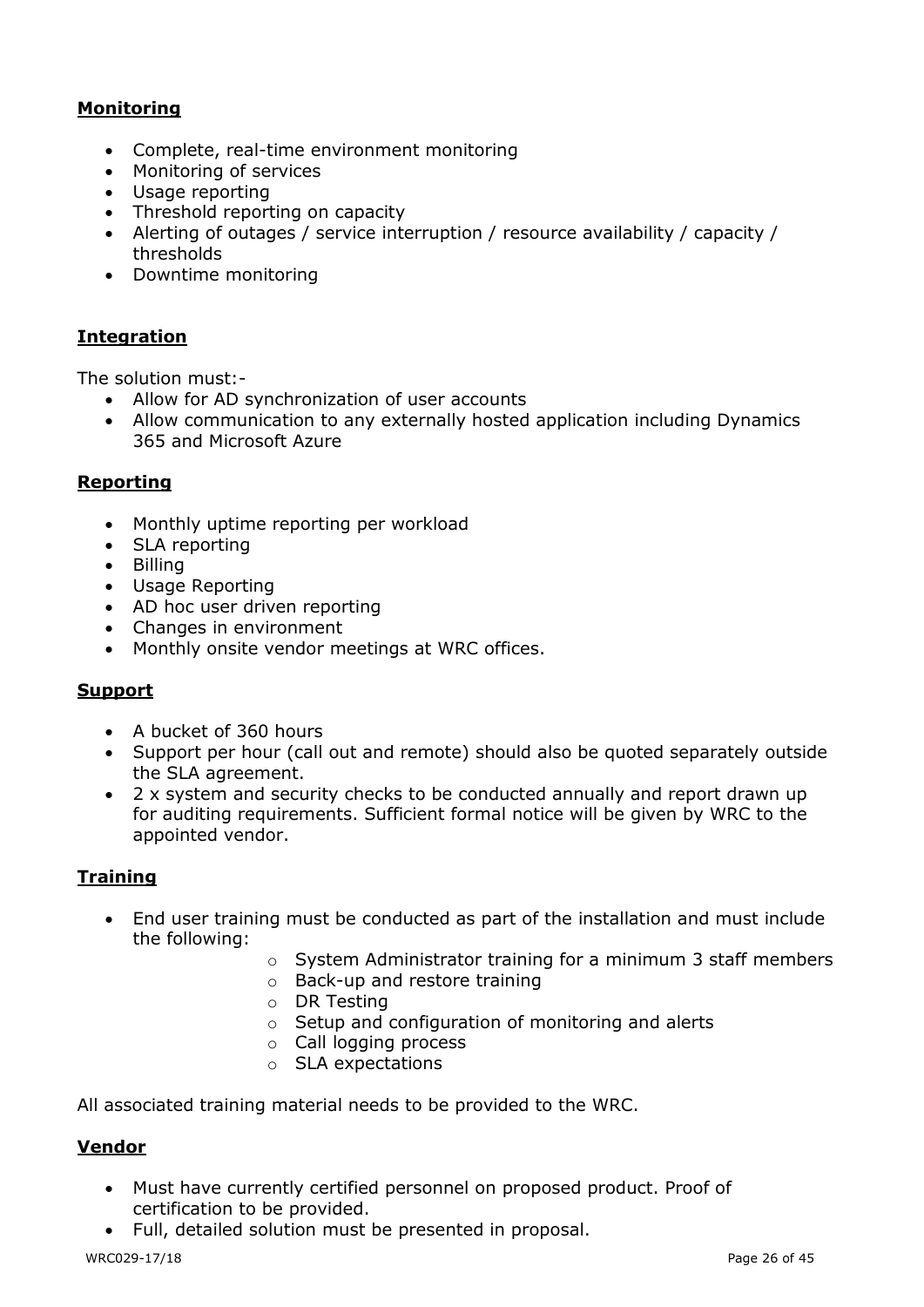**Monitoring**

- Complete, real-time environment monitoring
- Monitoring of services
- Usage reporting
- Threshold reporting on capacity
- Alerting of outages / service interruption / resource availability / capacity / thresholds
- Downtime monitoring

**Integration**

The solution must:-

- Allow for AD synchronization of user accounts
- Allow communication to any externally hosted application including Dynamics 365 and Microsoft Azure

**Reporting**

- Monthly uptime reporting per workload
- SLA reporting
- Billing
- Usage Reporting
- AD hoc user driven reporting
- Changes in environment
- Monthly onsite vendor meetings at WRC offices.

**Support**

- A bucket of 360 hours
- Support per hour (call out and remote) should also be quoted separately outside the SLA agreement.
- 2 x system and security checks to be conducted annually and report drawn up for auditing requirements. Sufficient formal notice will be given by WRC to the appointed vendor.

**Training**

- End user training must be conducted as part of the installation and must include the following:
  - System Administrator training for a minimum 3 staff members
  - Back-up and restore training
  - DR Testing
  - Setup and configuration of monitoring and alerts
  - Call logging process
  - SLA expectations

All associated training material needs to be provided to the WRC.

**Vendor**

- Must have currently certified personnel on proposed product. Proof of certification to be provided.
- Full, detailed solution must be presented in proposal.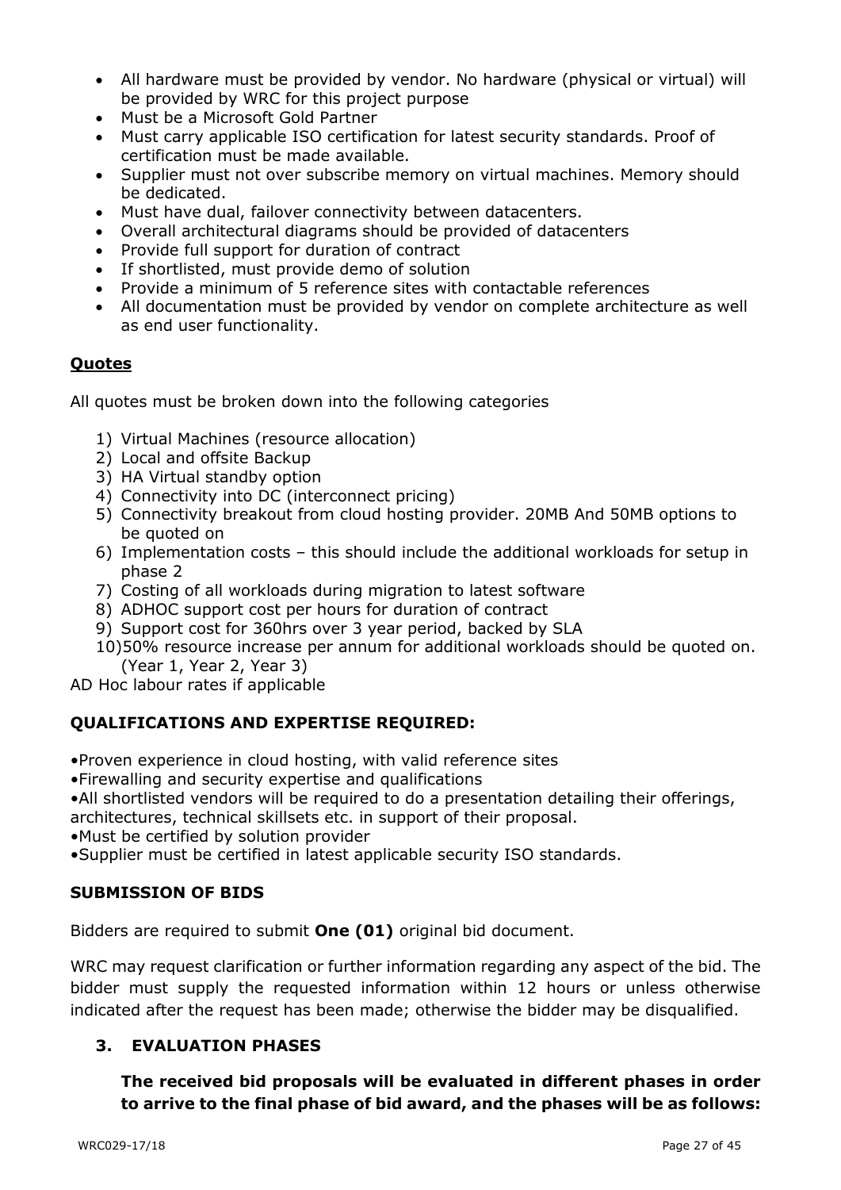- All hardware must be provided by vendor. No hardware (physical or virtual) will be provided by WRC for this project purpose
- Must be a Microsoft Gold Partner
- Must carry applicable ISO certification for latest security standards. Proof of certification must be made available.
- Supplier must not over subscribe memory on virtual machines. Memory should be dedicated.
- Must have dual, failover connectivity between datacenters.
- Overall architectural diagrams should be provided of datacenters
- Provide full support for duration of contract
- If shortlisted, must provide demo of solution
- Provide a minimum of 5 reference sites with contactable references
- All documentation must be provided by vendor on complete architecture as well as end user functionality.

**Quotes**

All quotes must be broken down into the following categories

1) Virtual Machines (resource allocation)
2) Local and offsite Backup
3) HA Virtual standby option
4) Connectivity into DC (interconnect pricing)
5) Connectivity breakout from cloud hosting provider. 20MB And 50MB options to be quoted on
6) Implementation costs – this should include the additional workloads for setup in phase 2
7) Costing of all workloads during migration to latest software
8) ADHOC support cost per hours for duration of contract
9) Support cost for 360hrs over 3 year period, backed by SLA
10) 50% resource increase per annum for additional workloads should be quoted on. (Year 1, Year 2, Year 3)

AD Hoc labour rates if applicable

**QUALIFICATIONS AND EXPERTISE REQUIRED:**

•Proven experience in cloud hosting, with valid reference sites
•Firewalling and security expertise and qualifications
•All shortlisted vendors will be required to do a presentation detailing their offerings, architectures, technical skillsets etc. in support of their proposal.
•Must be certified by solution provider
•Supplier must be certified in latest applicable security ISO standards.

**SUBMISSION OF BIDS**

Bidders are required to submit **One (01)** original bid document.

WRC may request clarification or further information regarding any aspect of the bid. The bidder must supply the requested information within 12 hours or unless otherwise indicated after the request has been made; otherwise the bidder may be disqualified.

## 3. EVALUATION PHASES

**The received bid proposals will be evaluated in different phases in order to arrive to the final phase of bid award, and the phases will be as follows:**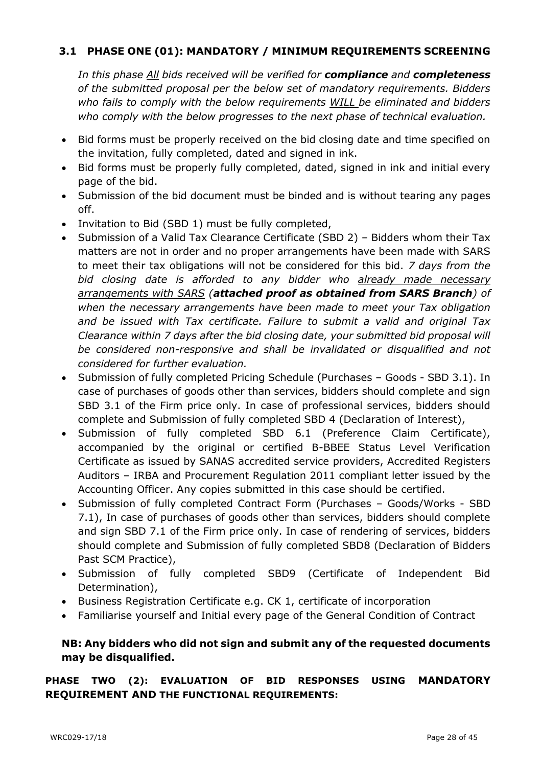### 3.1 PHASE ONE (01): MANDATORY / MINIMUM REQUIREMENTS SCREENING

*In this phase <u>All</u> bids received will be verified for **compliance** and **completeness** of the submitted proposal per the below set of mandatory requirements. Bidders who fails to comply with the below requirements <u>WILL</u> be eliminated and bidders who comply with the below progresses to the next phase of technical evaluation.*

- Bid forms must be properly received on the bid closing date and time specified on the invitation, fully completed, dated and signed in ink.
- Bid forms must be properly fully completed, dated, signed in ink and initial every page of the bid.
- Submission of the bid document must be binded and is without tearing any pages off.
- Invitation to Bid (SBD 1) must be fully completed,
- Submission of a Valid Tax Clearance Certificate (SBD 2) – Bidders whom their Tax matters are not in order and no proper arrangements have been made with SARS to meet their tax obligations will not be considered for this bid. *7 days from the bid closing date is afforded to any bidder who <u>already made necessary arrangements with SARS</u> (**attached proof as obtained from SARS Branch**) of when the necessary arrangements have been made to meet your Tax obligation and be issued with Tax certificate. Failure to submit a valid and original Tax Clearance within 7 days after the bid closing date, your submitted bid proposal will be considered non-responsive and shall be invalidated or disqualified and not considered for further evaluation.*
- Submission of fully completed Pricing Schedule (Purchases – Goods - SBD 3.1). In case of purchases of goods other than services, bidders should complete and sign SBD 3.1 of the Firm price only. In case of professional services, bidders should complete and Submission of fully completed SBD 4 (Declaration of Interest),
- Submission of fully completed SBD 6.1 (Preference Claim Certificate), accompanied by the original or certified B-BBEE Status Level Verification Certificate as issued by SANAS accredited service providers, Accredited Registers Auditors – IRBA and Procurement Regulation 2011 compliant letter issued by the Accounting Officer. Any copies submitted in this case should be certified.
- Submission of fully completed Contract Form (Purchases – Goods/Works - SBD 7.1), In case of purchases of goods other than services, bidders should complete and sign SBD 7.1 of the Firm price only. In case of rendering of services, bidders should complete and Submission of fully completed SBD8 (Declaration of Bidders Past SCM Practice),
- Submission of fully completed SBD9 (Certificate of Independent Bid Determination),
- Business Registration Certificate e.g. CK 1, certificate of incorporation
- Familiarise yourself and Initial every page of the General Condition of Contract

**NB: Any bidders who did not sign and submit any of the requested documents may be disqualified.**

**PHASE TWO (2): EVALUATION OF BID RESPONSES USING MANDATORY REQUIREMENT AND THE FUNCTIONAL REQUIREMENTS:**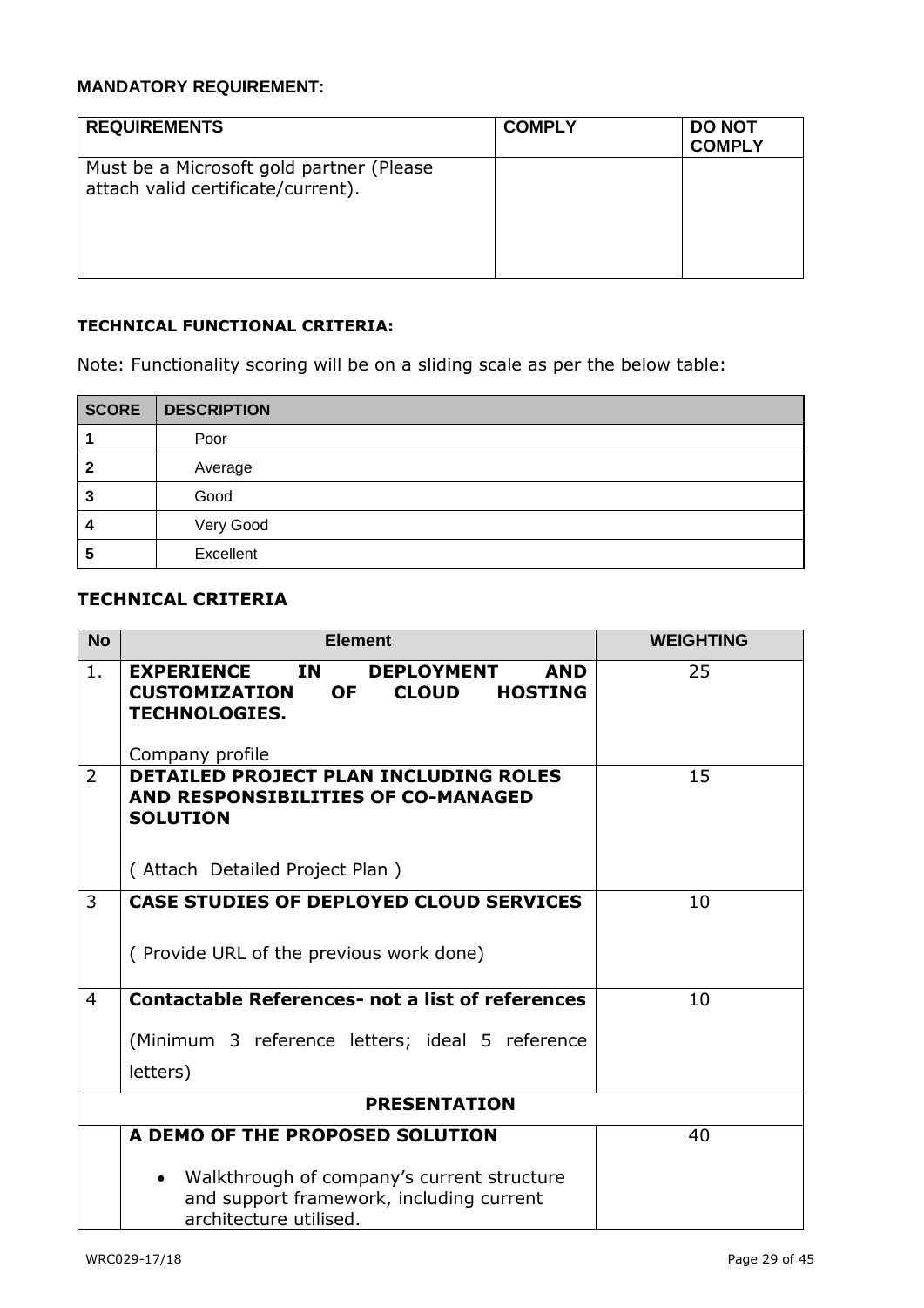**MANDATORY REQUIREMENT:**

| REQUIREMENTS | COMPLY | DO NOT COMPLY |
|---|---|---|
| Must be a Microsoft gold partner (Please attach valid certificate/current). | | |

**TECHNICAL FUNCTIONAL CRITERIA:**

Note: Functionality scoring will be on a sliding scale as per the below table:

| SCORE | DESCRIPTION |
|---|---|
| 1 | Poor |
| 2 | Average |
| 3 | Good |
| 4 | Very Good |
| 5 | Excellent |

**TECHNICAL CRITERIA**

| No | Element | WEIGHTING |
|---|---|---|
| 1. | **EXPERIENCE IN DEPLOYMENT AND CUSTOMIZATION OF CLOUD HOSTING TECHNOLOGIES.**<br><br>Company profile | 25 |
| 2 | **DETAILED PROJECT PLAN INCLUDING ROLES AND RESPONSIBILITIES OF CO-MANAGED SOLUTION**<br><br>( Attach Detailed Project Plan ) | 15 |
| 3 | **CASE STUDIES OF DEPLOYED CLOUD SERVICES**<br><br>( Provide URL of the previous work done) | 10 |
| 4 | **Contactable References- not a list of references**<br><br>(Minimum 3 reference letters; ideal 5 reference letters) | 10 |
| | **PRESENTATION** | |
| | **A DEMO OF THE PROPOSED SOLUTION**<br><br>• Walkthrough of company's current structure and support framework, including current architecture utilised. | 40 |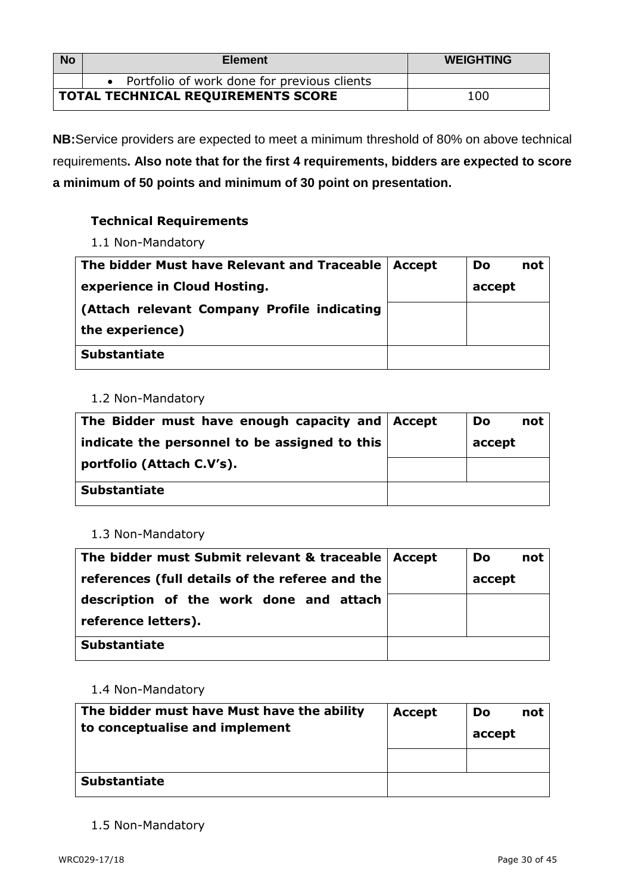| No | Element | WEIGHTING |
|---|---|---|
| | • Portfolio of work done for previous clients | |
| **TOTAL TECHNICAL REQUIREMENTS SCORE** | | 100 |

**NB:**Service providers are expected to meet a minimum threshold of 80% on above technical requirements**. Also note that for the first 4 requirements, bidders are expected to score a minimum of 50 points and minimum of 30 point on presentation.**

**Technical Requirements**

1.1 Non-Mandatory

| The bidder Must have Relevant and Traceable experience in Cloud Hosting. (Attach relevant Company Profile indicating the experience) | Accept | Do not accept |
|---|---|---|
| | | |
| **Substantiate** | | |

1.2 Non-Mandatory

| The Bidder must have enough capacity and indicate the personnel to be assigned to this portfolio (Attach C.V's). | Accept | Do not accept |
|---|---|---|
| | | |
| **Substantiate** | | |

1.3 Non-Mandatory

| The bidder must Submit relevant & traceable references (full details of the referee and the description of the work done and attach reference letters). | Accept | Do not accept |
|---|---|---|
| | | |
| **Substantiate** | | |

1.4 Non-Mandatory

| The bidder must have Must have the ability to conceptualise and implement | Accept | Do not accept |
|---|---|---|
| | | |
| **Substantiate** | | |

1.5 Non-Mandatory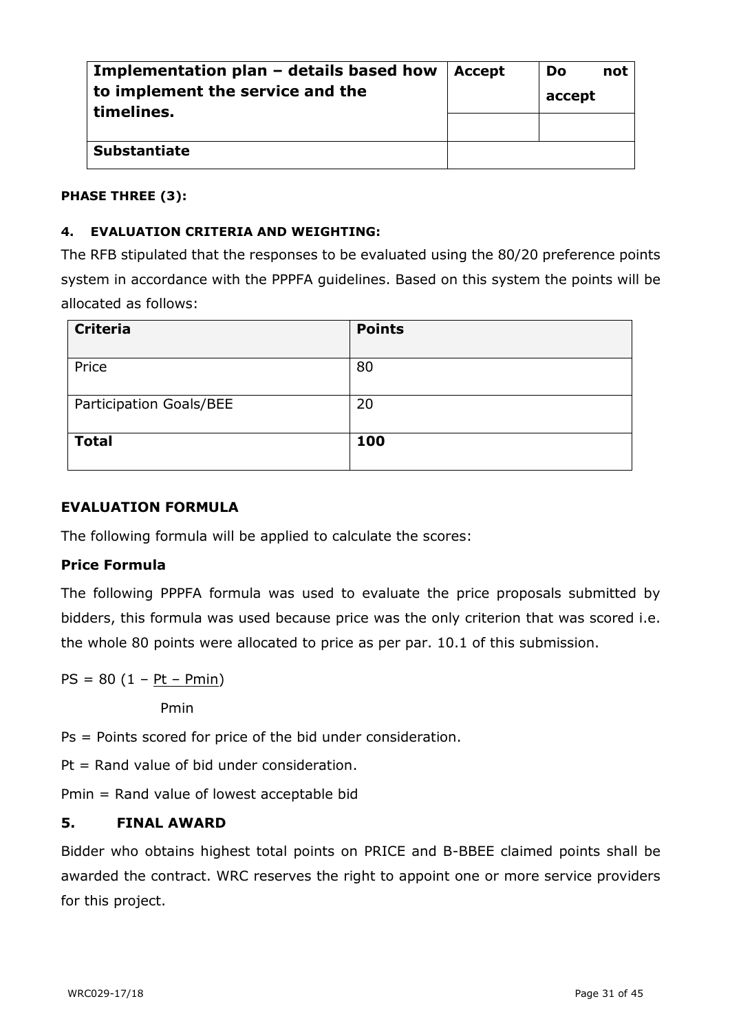| Implementation plan – details based how to implement the service and the timelines. | Accept | Do not accept |
|---|---|---|
| | | |
| **Substantiate** | | |

**PHASE THREE (3):**

## 4. EVALUATION CRITERIA AND WEIGHTING:

The RFB stipulated that the responses to be evaluated using the 80/20 preference points system in accordance with the PPPFA guidelines. Based on this system the points will be allocated as follows:

| Criteria | Points |
|---|---|
| Price | 80 |
| Participation Goals/BEE | 20 |
| **Total** | **100** |

### EVALUATION FORMULA

The following formula will be applied to calculate the scores:

**Price Formula**

The following PPPFA formula was used to evaluate the price proposals submitted by bidders, this formula was used because price was the only criterion that was scored i.e. the whole 80 points were allocated to price as per par. 10.1 of this submission.

$$PS = 80\left(1 - \frac{Pt - Pmin}{Pmin}\right)$$

Ps = Points scored for price of the bid under consideration.

Pt = Rand value of bid under consideration.

Pmin = Rand value of lowest acceptable bid

## 5. FINAL AWARD

Bidder who obtains highest total points on PRICE and B-BBEE claimed points shall be awarded the contract. WRC reserves the right to appoint one or more service providers for this project.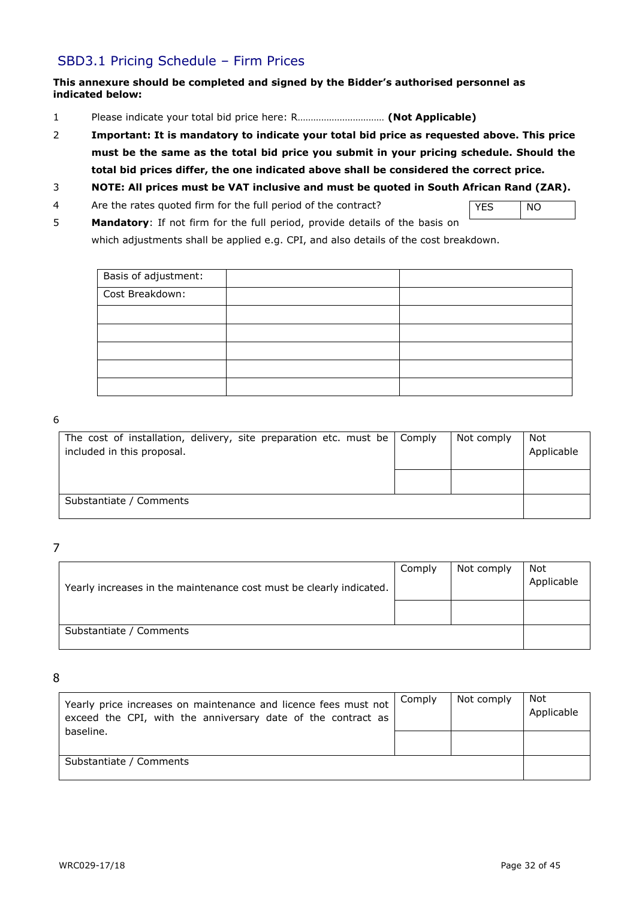## SBD3.1 Pricing Schedule – Firm Prices

**This annexure should be completed and signed by the Bidder's authorised personnel as indicated below:**

1. Please indicate your total bid price here: R…………………………… **(Not Applicable)**
2. **Important: It is mandatory to indicate your total bid price as requested above. This price must be the same as the total bid price you submit in your pricing schedule. Should the total bid prices differ, the one indicated above shall be considered the correct price.**
3. **NOTE: All prices must be VAT inclusive and must be quoted in South African Rand (ZAR).**
4. Are the rates quoted firm for the full period of the contract?

| YES | NO |
|---|---|

5. **Mandatory**: If not firm for the full period, provide details of the basis on which adjustments shall be applied e.g. CPI, and also details of the cost breakdown.

| Basis of adjustment: | | |
|---|---|---|
| Cost Breakdown: | | |
| | | |
| | | |
| | | |
| | | |
| | | |

6

| The cost of installation, delivery, site preparation etc. must be included in this proposal. | Comply | Not comply | Not Applicable |
|---|---|---|---|
| | | | |
| Substantiate / Comments | | | |

7

| Yearly increases in the maintenance cost must be clearly indicated. | Comply | Not comply | Not Applicable |
|---|---|---|---|
| | | | |
| Substantiate / Comments | | | |

8

| Yearly price increases on maintenance and licence fees must not exceed the CPI, with the anniversary date of the contract as baseline. | Comply | Not comply | Not Applicable |
|---|---|---|---|
| | | | |
| Substantiate / Comments | | | |

WRC029-17/18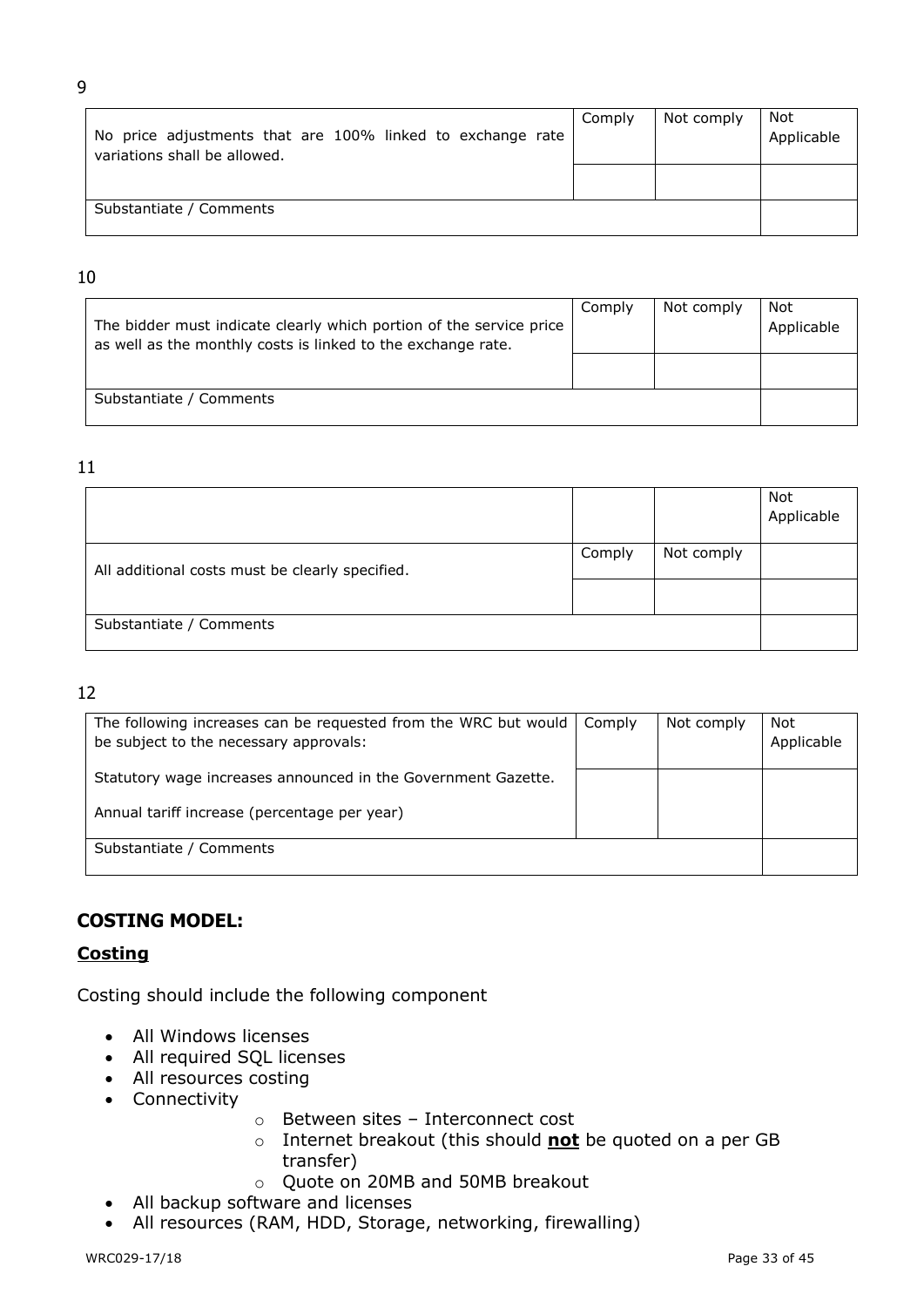9

| No price adjustments that are 100% linked to exchange rate variations shall be allowed. | Comply | Not comply | Not Applicable |
|---|---|---|---|
| | | | |
| Substantiate / Comments | | | |

10

| The bidder must indicate clearly which portion of the service price as well as the monthly costs is linked to the exchange rate. | Comply | Not comply | Not Applicable |
|---|---|---|---|
| | | | |
| Substantiate / Comments | | | |

11

| | | | Not Applicable |
|---|---|---|---|
| All additional costs must be clearly specified. | Comply | Not comply | |
| | | | |
| Substantiate / Comments | | | |

12

| The following increases can be requested from the WRC but would be subject to the necessary approvals: | Comply | Not comply | Not Applicable |
|---|---|---|---|
| Statutory wage increases announced in the Government Gazette.<br><br>Annual tariff increase (percentage per year) | | | |
| Substantiate / Comments | | | |

## COSTING MODEL:

### <u>Costing</u>

Costing should include the following component

- All Windows licenses
- All required SQL licenses
- All resources costing
- Connectivity
  - Between sites – Interconnect cost
  - Internet breakout (this should **<u>not</u>** be quoted on a per GB transfer)
  - Quote on 20MB and 50MB breakout
- All backup software and licenses
- All resources (RAM, HDD, Storage, networking, firewalling)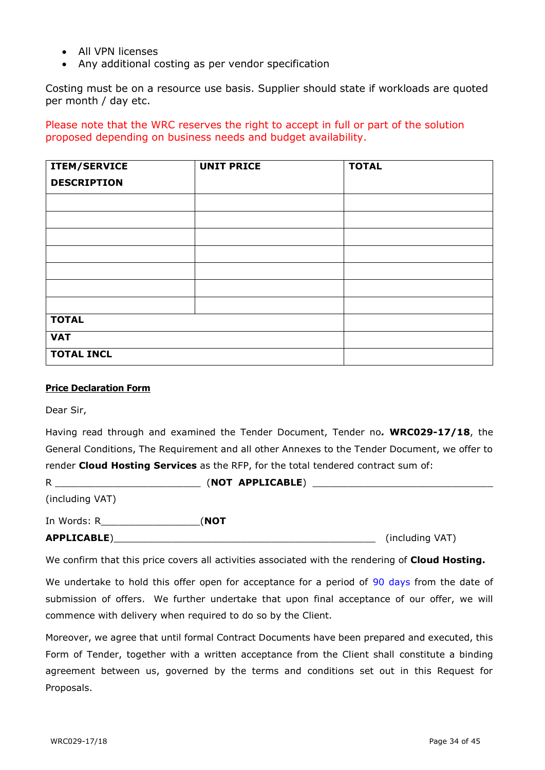- All VPN licenses
- Any additional costing as per vendor specification

Costing must be on a resource use basis. Supplier should state if workloads are quoted per month / day etc.

Please note that the WRC reserves the right to accept in full or part of the solution proposed depending on business needs and budget availability.

| **ITEM/SERVICE DESCRIPTION** | **UNIT PRICE** | **TOTAL** |
|---|---|---|
| | | |
| | | |
| | | |
| | | |
| | | |
| | | |
| | | |
| **TOTAL** | | |
| **VAT** | | |
| **TOTAL INCL** | | |

**Price Declaration Form**

Dear Sir,

Having read through and examined the Tender Document, Tender no*.* **WRC029-17/18**, the General Conditions, The Requirement and all other Annexes to the Tender Document, we offer to render **Cloud Hosting Services** as the RFP, for the total tendered contract sum of:

R ________________________ (**NOT APPLICABLE**) ______________________________ (including VAT)

In Words: R________________(**NOT APPLICABLE**)____________________________________________ (including VAT)

We confirm that this price covers all activities associated with the rendering of **Cloud Hosting.**

We undertake to hold this offer open for acceptance for a period of 90 days from the date of submission of offers. We further undertake that upon final acceptance of our offer, we will commence with delivery when required to do so by the Client.

Moreover, we agree that until formal Contract Documents have been prepared and executed, this Form of Tender, together with a written acceptance from the Client shall constitute a binding agreement between us, governed by the terms and conditions set out in this Request for Proposals.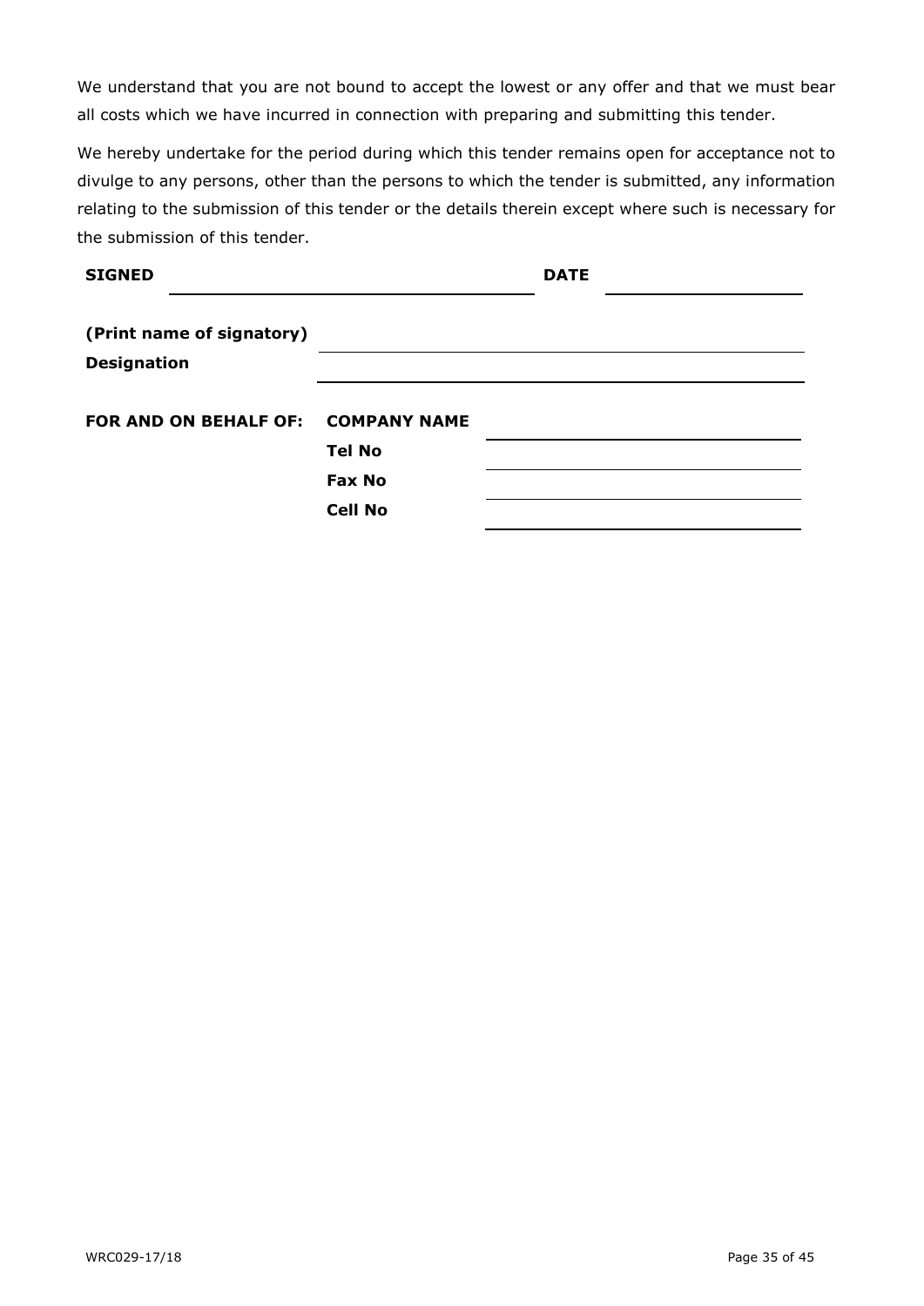We understand that you are not bound to accept the lowest or any offer and that we must bear all costs which we have incurred in connection with preparing and submitting this tender.

We hereby undertake for the period during which this tender remains open for acceptance not to divulge to any persons, other than the persons to which the tender is submitted, any information relating to the submission of this tender or the details therein except where such is necessary for the submission of this tender.

**SIGNED** ______________________________ **DATE** ____________________

**(Print name of signatory)** ______________________________________________

**Designation** ______________________________________________

**FOR AND ON BEHALF OF:** **COMPANY NAME** ______________________________

**Tel No** ______________________________

**Fax No** ______________________________

**Cell No** ______________________________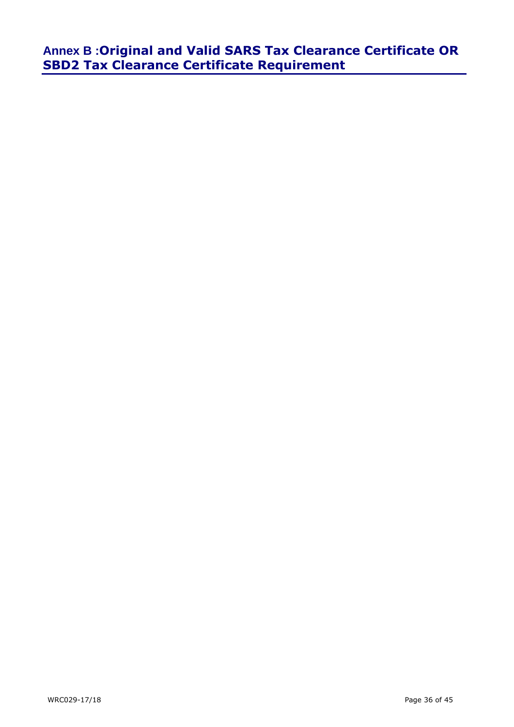## Annex B :Original and Valid SARS Tax Clearance Certificate OR SBD2 Tax Clearance Certificate Requirement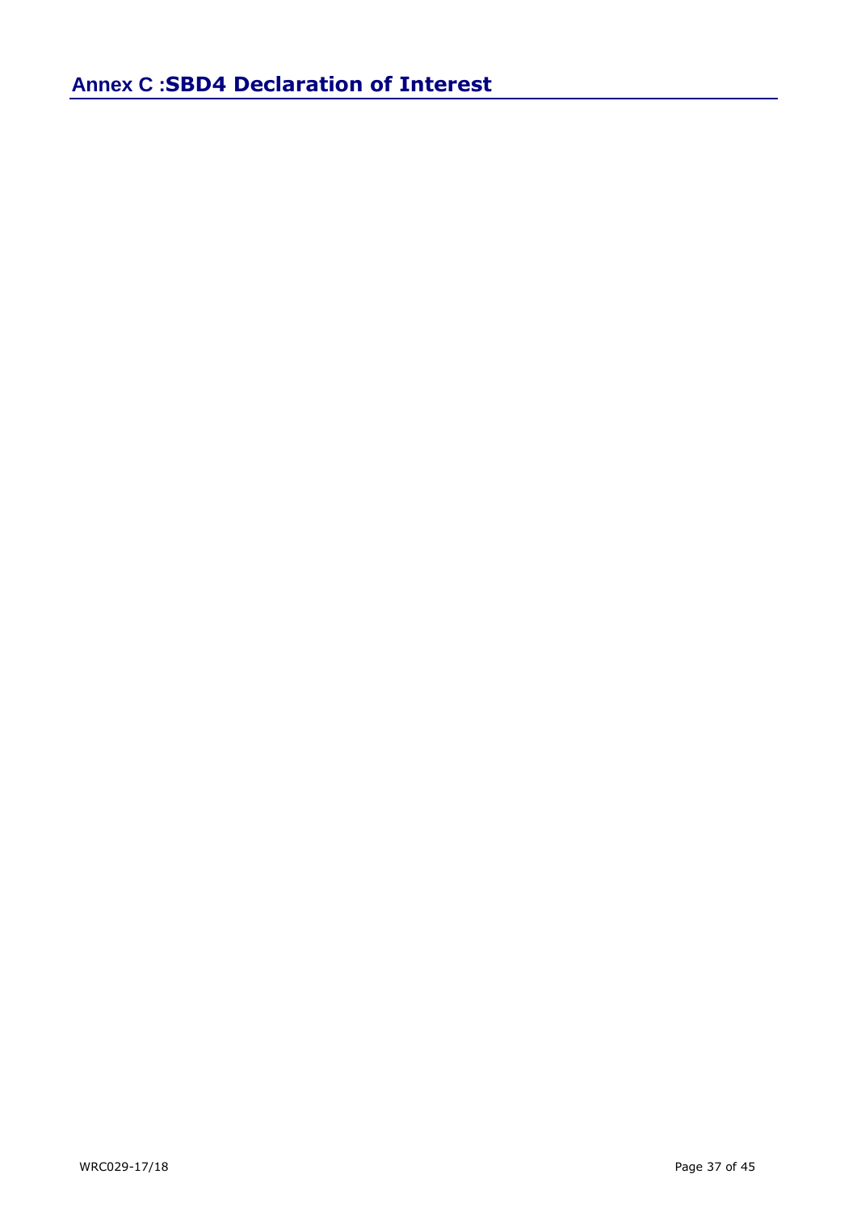# Annex C :SBD4 Declaration of Interest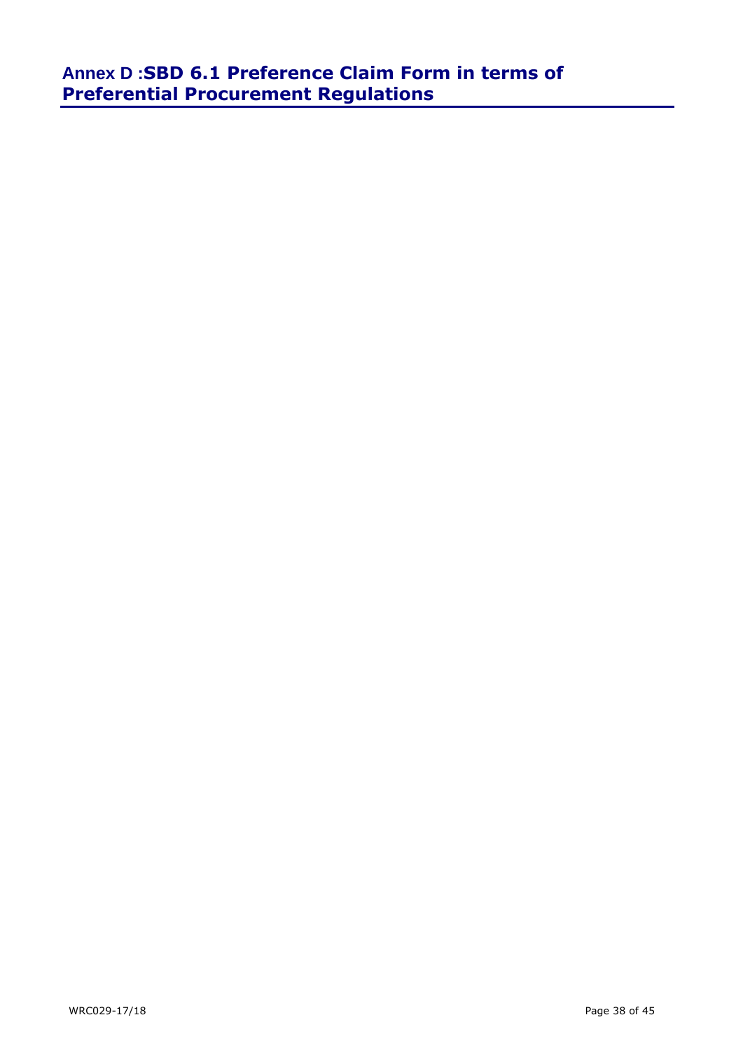## Annex D :SBD 6.1 Preference Claim Form in terms of Preferential Procurement Regulations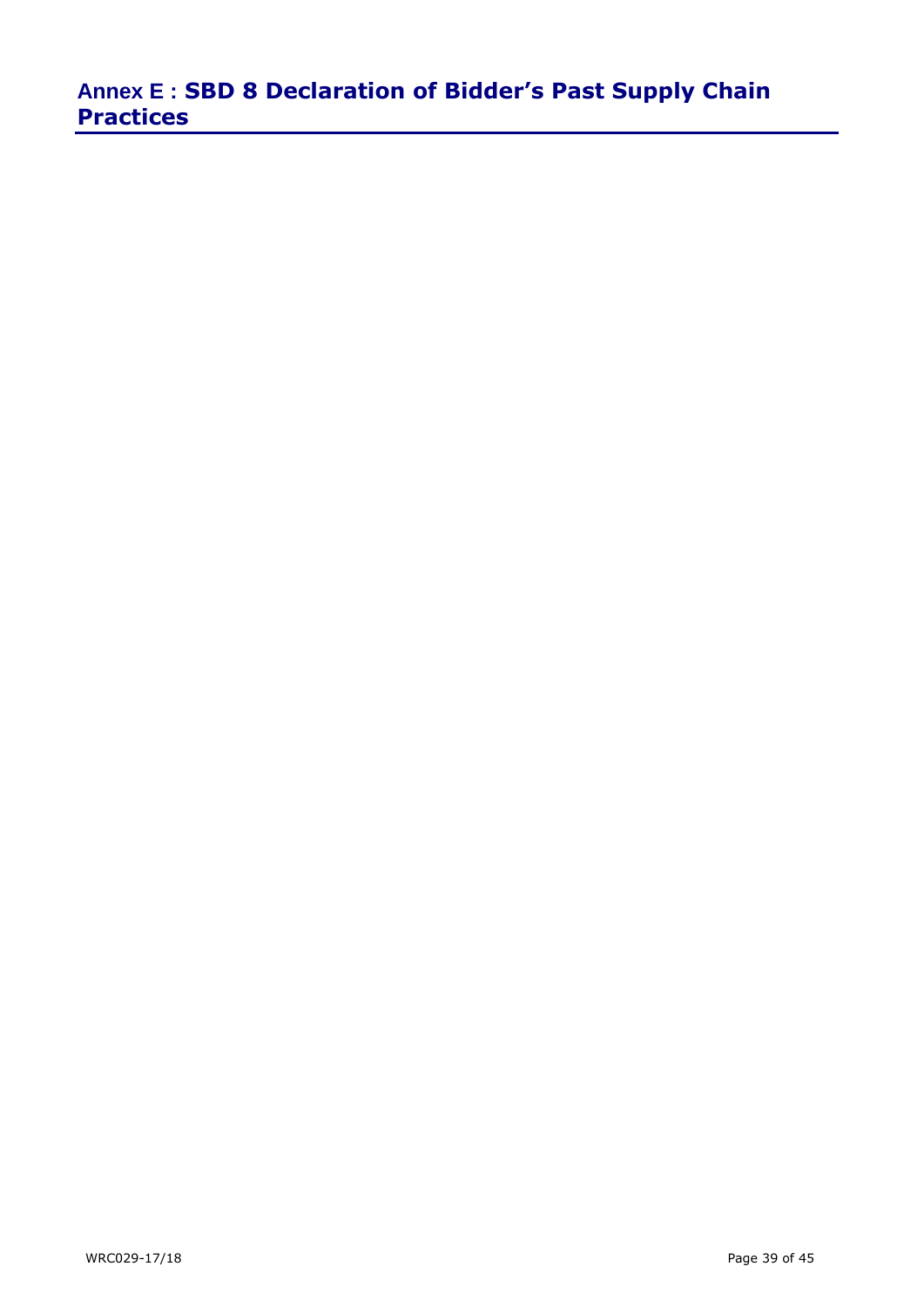## Annex E : SBD 8 Declaration of Bidder's Past Supply Chain Practices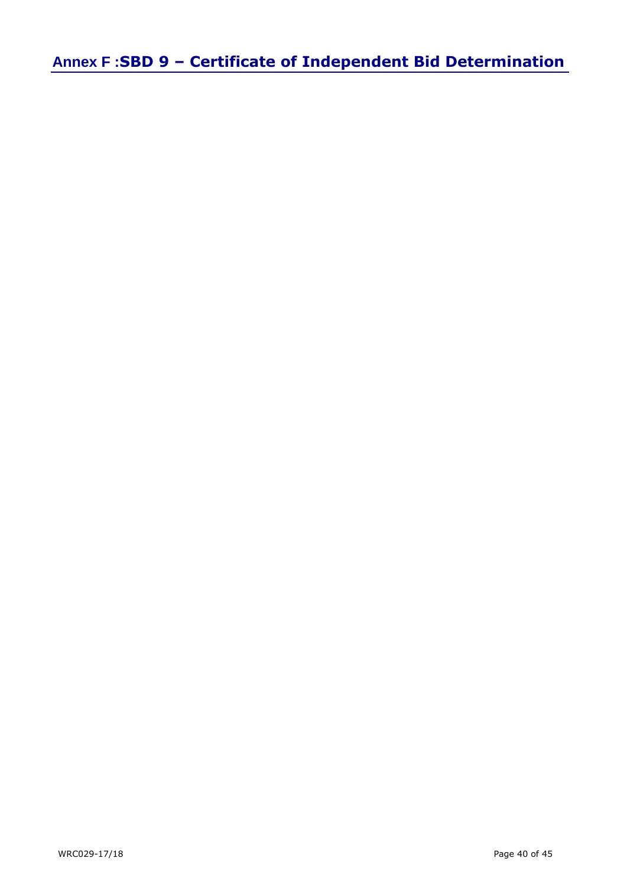# Annex F :SBD 9 – Certificate of Independent Bid Determination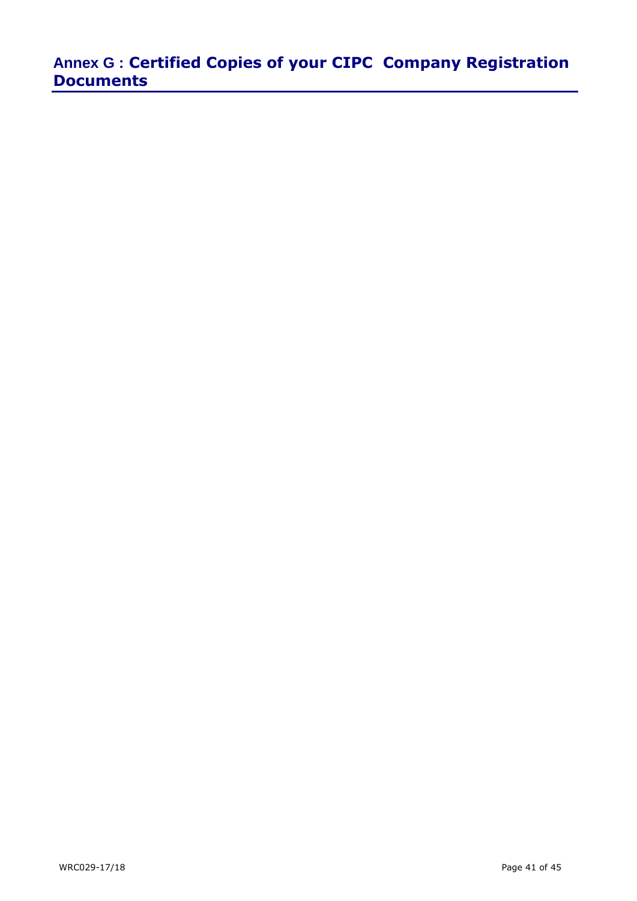## Annex G : Certified Copies of your CIPC Company Registration Documents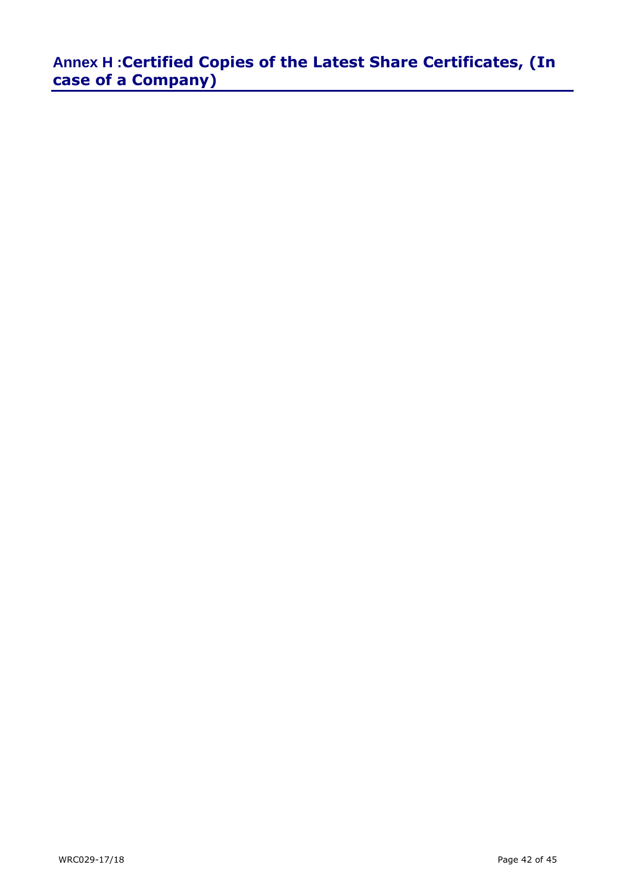## Annex H :Certified Copies of the Latest Share Certificates, (In case of a Company)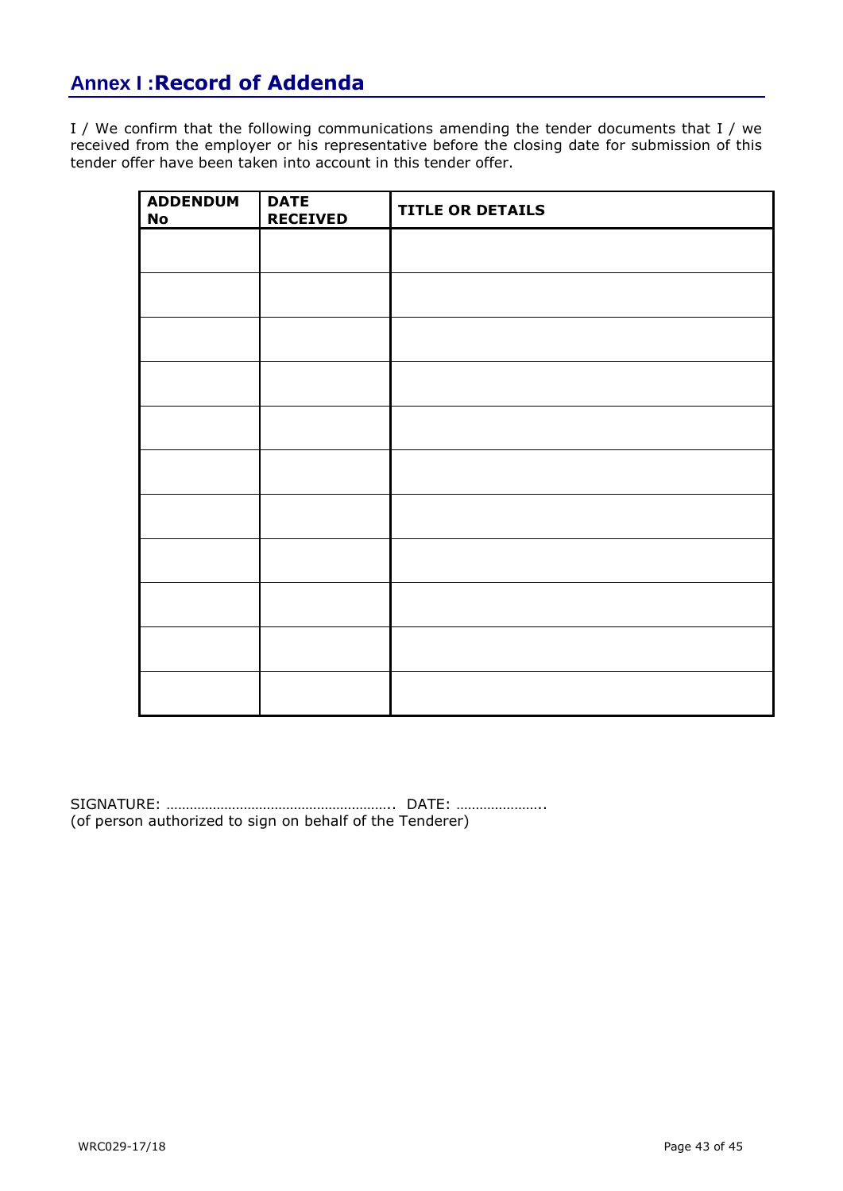## Annex I :Record of Addenda

I / We confirm that the following communications amending the tender documents that I / we received from the employer or his representative before the closing date for submission of this tender offer have been taken into account in this tender offer.

| ADDENDUM No | DATE RECEIVED | TITLE OR DETAILS |
|---|---|---|
| | | |
| | | |
| | | |
| | | |
| | | |
| | | |
| | | |
| | | |
| | | |
| | | |
| | | |

SIGNATURE: ………………………………………………….. DATE: …………………..
(of person authorized to sign on behalf of the Tenderer)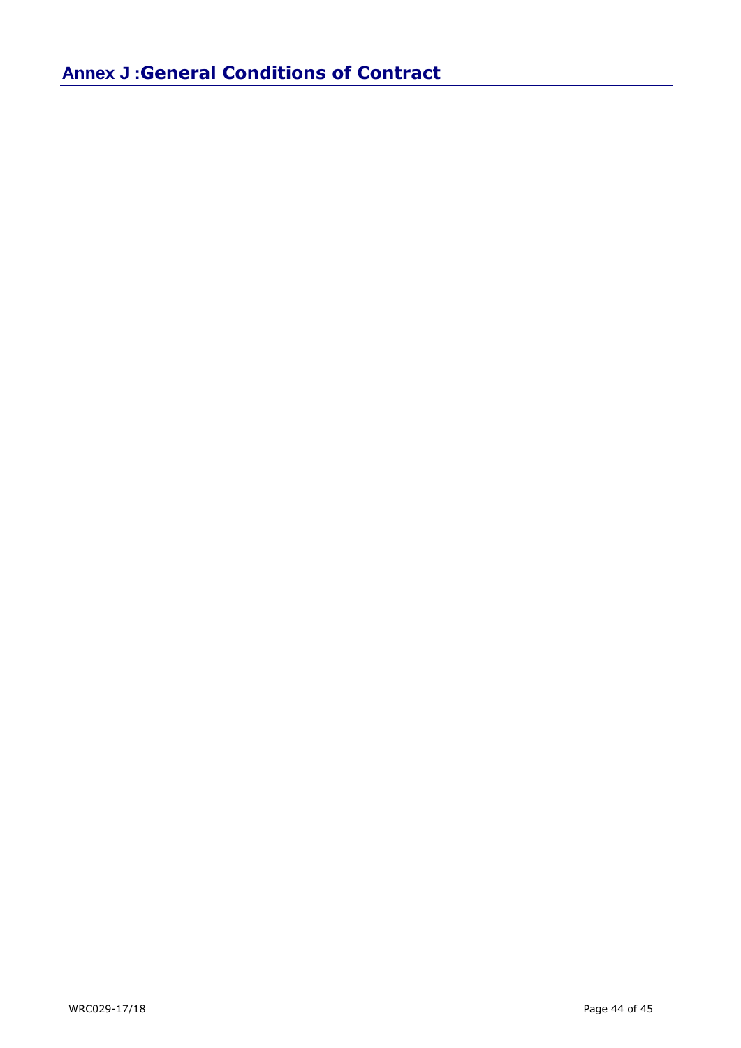# Annex J :General Conditions of Contract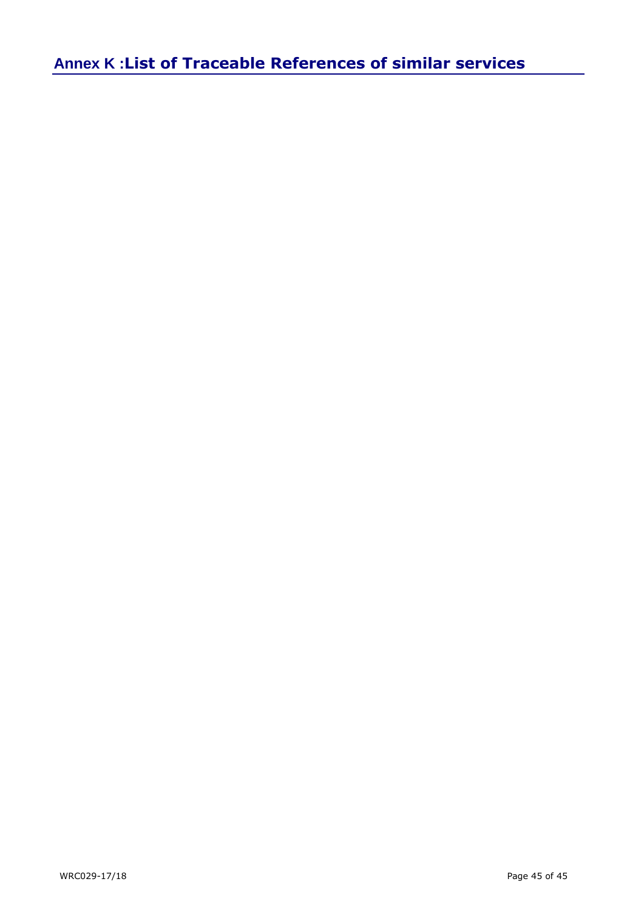# Annex K :List of Traceable References of similar services